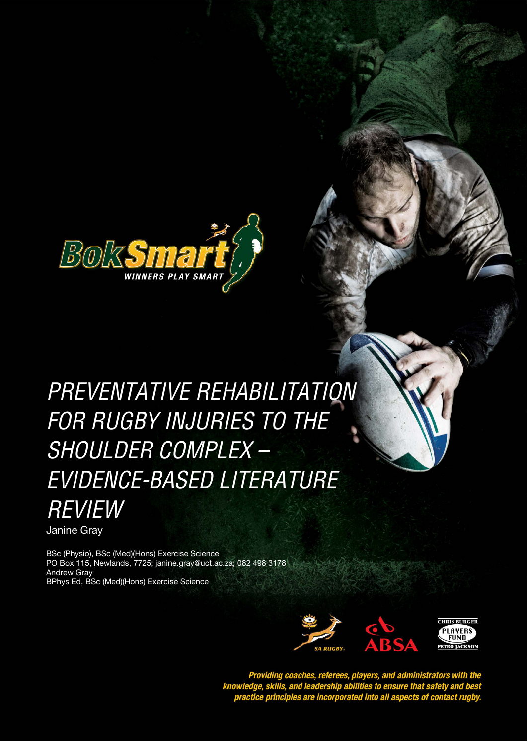BokSmart

WINNERS PLAY SMART

# PREVENTATIVE REHABILITATION FOR RUGBY INJURIES TO THE SHOULDER COMPLEX – EVIDENCE-BASED LITERATURE REVIEW

Janine Gray

BSc (Physio), BSc (Med)(Hons) Exercise Science
PO Box 115, Newlands, 7725; janine.gray@uct.ac.za; 082 498 3178
Andrew Gray
BPhys Ed, BSc (Med)(Hons) Exercise Science

SA RUGBY

ABSA

CHRIS BURGER PLAYERS FUND PETRO JACKSON

*Providing coaches, referees, players, and administrators with the knowledge, skills, and leadership abilities to ensure that safety and best practice principles are incorporated into all aspects of contact rugby.*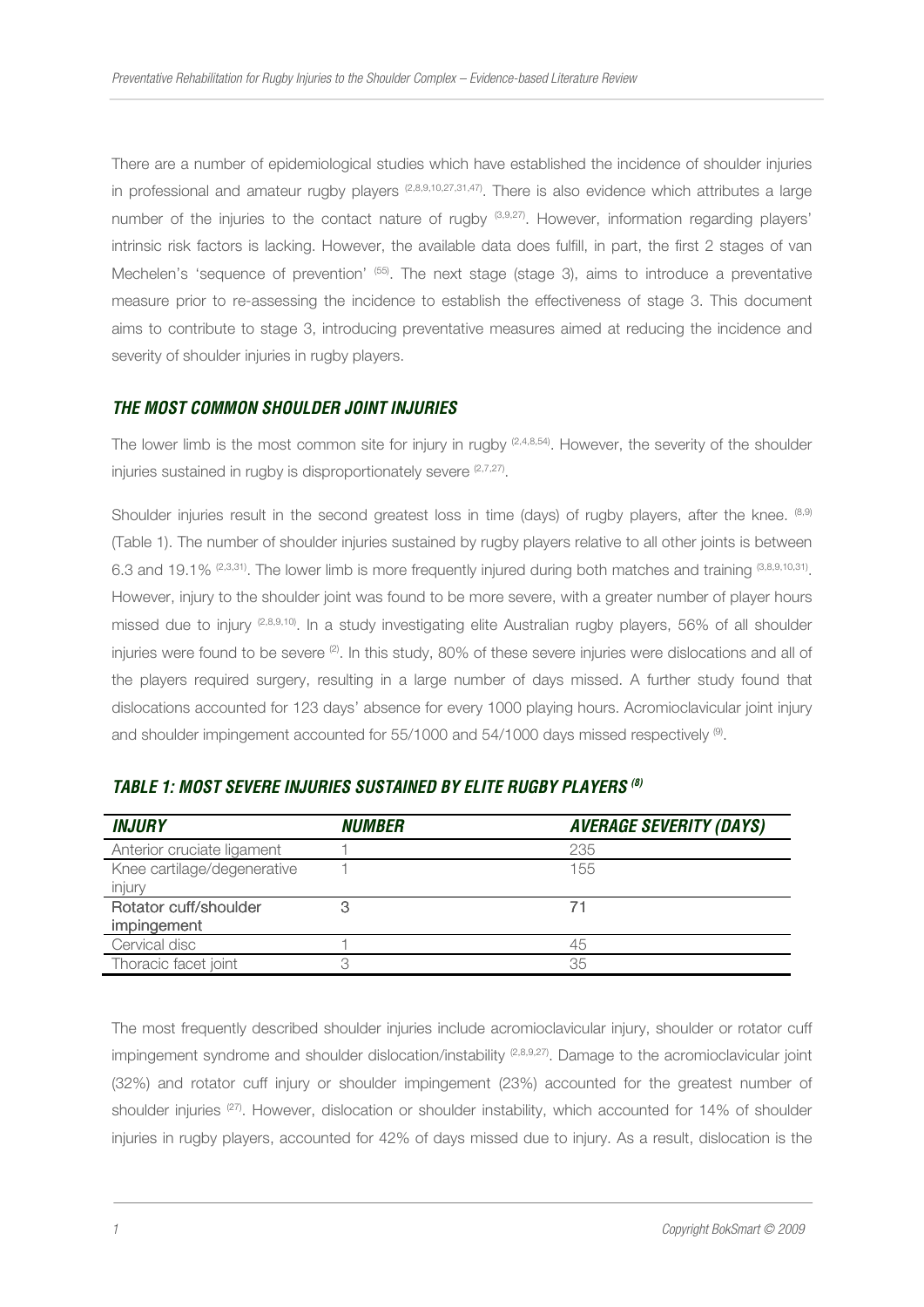There are a number of epidemiological studies which have established the incidence of shoulder injuries in professional and amateur rugby players [2,8,9,10,27,31,47]. There is also evidence which attributes a large number of the injuries to the contact nature of rugby [3,9,27]. However, information regarding players' intrinsic risk factors is lacking. However, the available data does fulfill, in part, the first 2 stages of van Mechelen's 'sequence of prevention' [55]. The next stage (stage 3), aims to introduce a preventative measure prior to re-assessing the incidence to establish the effectiveness of stage 3. This document aims to contribute to stage 3, introducing preventative measures aimed at reducing the incidence and severity of shoulder injuries in rugby players.

### *THE MOST COMMON SHOULDER JOINT INJURIES*

The lower limb is the most common site for injury in rugby [2,4,8,54]. However, the severity of the shoulder injuries sustained in rugby is disproportionately severe [2,7,27].

Shoulder injuries result in the second greatest loss in time (days) of rugby players, after the knee. [8,9] (Table 1). The number of shoulder injuries sustained by rugby players relative to all other joints is between 6.3 and 19.1% [2,3,31]. The lower limb is more frequently injured during both matches and training [3,8,9,10,31]. However, injury to the shoulder joint was found to be more severe, with a greater number of player hours missed due to injury [2,8,9,10]. In a study investigating elite Australian rugby players, 56% of all shoulder injuries were found to be severe [2]. In this study, 80% of these severe injuries were dislocations and all of the players required surgery, resulting in a large number of days missed. A further study found that dislocations accounted for 123 days' absence for every 1000 playing hours. Acromioclavicular joint injury and shoulder impingement accounted for 55/1000 and 54/1000 days missed respectively [9].

### *TABLE 1: MOST SEVERE INJURIES SUSTAINED BY ELITE RUGBY PLAYERS [8]*

| *INJURY* | *NUMBER* | *AVERAGE SEVERITY (DAYS)* |
|---|---|---|
| Anterior cruciate ligament | 1 | 235 |
| Knee cartilage/degenerative injury | 1 | 155 |
| Rotator cuff/shoulder impingement | 3 | 71 |
| Cervical disc | 1 | 45 |
| Thoracic facet joint | 3 | 35 |

The most frequently described shoulder injuries include acromioclavicular injury, shoulder or rotator cuff impingement syndrome and shoulder dislocation/instability [2,8,9,27]. Damage to the acromioclavicular joint (32%) and rotator cuff injury or shoulder impingement (23%) accounted for the greatest number of shoulder injuries [27]. However, dislocation or shoulder instability, which accounted for 14% of shoulder injuries in rugby players, accounted for 42% of days missed due to injury. As a result, dislocation is the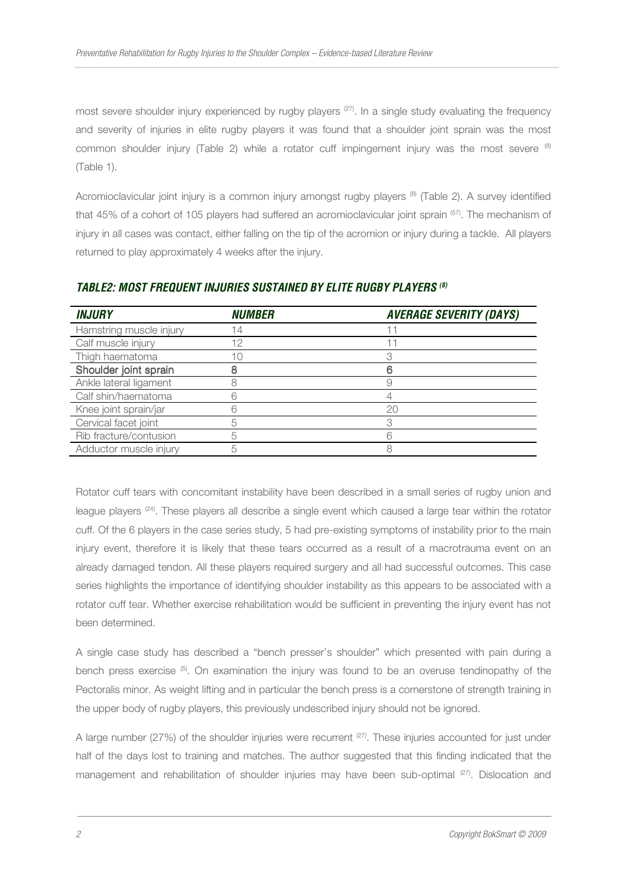most severe shoulder injury experienced by rugby players [27]. In a single study evaluating the frequency and severity of injuries in elite rugby players it was found that a shoulder joint sprain was the most common shoulder injury (Table 2) while a rotator cuff impingement injury was the most severe [8] (Table 1).

Acromioclavicular joint injury is a common injury amongst rugby players [8] (Table 2). A survey identified that 45% of a cohort of 105 players had suffered an acromioclavicular joint sprain [57]. The mechanism of injury in all cases was contact, either falling on the tip of the acromion or injury during a tackle. All players returned to play approximately 4 weeks after the injury.

### *TABLE2: MOST FREQUENT INJURIES SUSTAINED BY ELITE RUGBY PLAYERS [8]*

| *INJURY* | *NUMBER* | *AVERAGE SEVERITY (DAYS)* |
|---|---|---|
| Hamstring muscle injury | 14 | 11 |
| Calf muscle injury | 12 | 11 |
| Thigh haematoma | 10 | 3 |
| **Shoulder joint sprain** | **8** | **6** |
| Ankle lateral ligament | 8 | 9 |
| Calf shin/haematoma | 6 | 4 |
| Knee joint sprain/jar | 6 | 20 |
| Cervical facet joint | 5 | 3 |
| Rib fracture/contusion | 5 | 6 |
| Adductor muscle injury | 5 | 8 |

Rotator cuff tears with concomitant instability have been described in a small series of rugby union and league players [24]. These players all describe a single event which caused a large tear within the rotator cuff. Of the 6 players in the case series study, 5 had pre-existing symptoms of instability prior to the main injury event, therefore it is likely that these tears occurred as a result of a macrotrauma event on an already damaged tendon. All these players required surgery and all had successful outcomes. This case series highlights the importance of identifying shoulder instability as this appears to be associated with a rotator cuff tear. Whether exercise rehabilitation would be sufficient in preventing the injury event has not been determined.

A single case study has described a "bench presser's shoulder" which presented with pain during a bench press exercise [5]. On examination the injury was found to be an overuse tendinopathy of the Pectoralis minor. As weight lifting and in particular the bench press is a cornerstone of strength training in the upper body of rugby players, this previously undescribed injury should not be ignored.

A large number (27%) of the shoulder injuries were recurrent [27]. These injuries accounted for just under half of the days lost to training and matches. The author suggested that this finding indicated that the management and rehabilitation of shoulder injuries may have been sub-optimal [27]. Dislocation and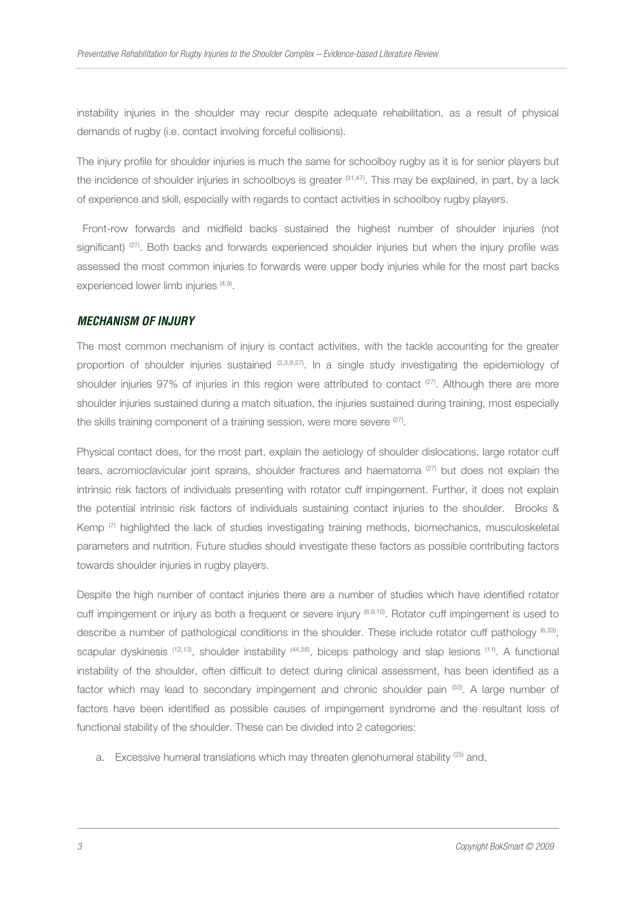instability injuries in the shoulder may recur despite adequate rehabilitation, as a result of physical demands of rugby (i.e. contact involving forceful collisions).

The injury profile for shoulder injuries is much the same for schoolboy rugby as it is for senior players but the incidence of shoulder injuries in schoolboys is greater [31,47]. This may be explained, in part, by a lack of experience and skill, especially with regards to contact activities in schoolboy rugby players.

Front-row forwards and midfield backs sustained the highest number of shoulder injuries (not significant) [27]. Both backs and forwards experienced shoulder injuries but when the injury profile was assessed the most common injuries to forwards were upper body injuries while for the most part backs experienced lower limb injuries [4,9].

## *MECHANISM OF INJURY*

The most common mechanism of injury is contact activities, with the tackle accounting for the greater proportion of shoulder injuries sustained [2,3,9,27]. In a single study investigating the epidemiology of shoulder injuries 97% of injuries in this region were attributed to contact [27]. Although there are more shoulder injuries sustained during a match situation, the injuries sustained during training, most especially the skills training component of a training session, were more severe [27].

Physical contact does, for the most part, explain the aetiology of shoulder dislocations, large rotator cuff tears, acromioclavicular joint sprains, shoulder fractures and haematoma [27] but does not explain the intrinsic risk factors of individuals presenting with rotator cuff impingement. Further, it does not explain the potential intrinsic risk factors of individuals sustaining contact injuries to the shoulder. Brooks & Kemp [7] highlighted the lack of studies investigating training methods, biomechanics, musculoskeletal parameters and nutrition. Future studies should investigate these factors as possible contributing factors towards shoulder injuries in rugby players.

Despite the high number of contact injuries there are a number of studies which have identified rotator cuff impingement or injury as both a frequent or severe injury [8,9,10]. Rotator cuff impingement is used to describe a number of pathological conditions in the shoulder. These include rotator cuff pathology [6,33], scapular dyskinesis [12,13], shoulder instability [44,58], biceps pathology and slap lesions [11]. A functional instability of the shoulder, often difficult to detect during clinical assessment, has been identified as a factor which may lead to secondary impingement and chronic shoulder pain [53]. A large number of factors have been identified as possible causes of impingement syndrome and the resultant loss of functional stability of the shoulder. These can be divided into 2 categories:

a. Excessive humeral translations which may threaten glenohumeral stability [25] and,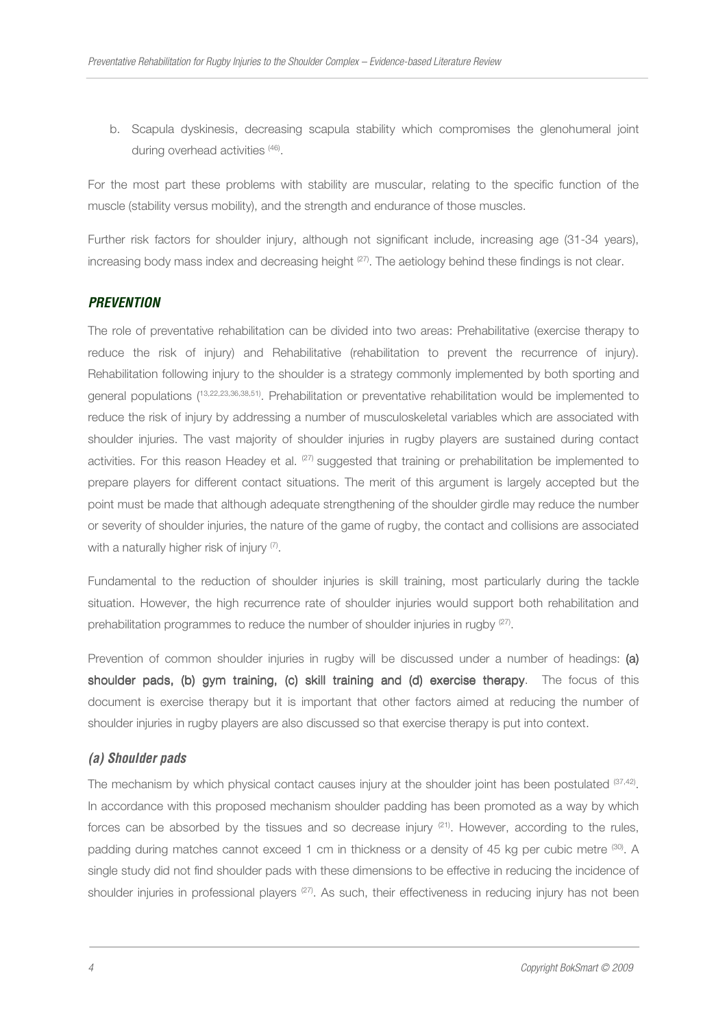b. Scapula dyskinesis, decreasing scapula stability which compromises the glenohumeral joint during overhead activities [46].

For the most part these problems with stability are muscular, relating to the specific function of the muscle (stability versus mobility), and the strength and endurance of those muscles.

Further risk factors for shoulder injury, although not significant include, increasing age (31-34 years), increasing body mass index and decreasing height [27]. The aetiology behind these findings is not clear.

## *PREVENTION*

The role of preventative rehabilitation can be divided into two areas: Prehabilitative (exercise therapy to reduce the risk of injury) and Rehabilitative (rehabilitation to prevent the recurrence of injury). Rehabilitation following injury to the shoulder is a strategy commonly implemented by both sporting and general populations ([13,22,23,36,38,51]). Prehabilitation or preventative rehabilitation would be implemented to reduce the risk of injury by addressing a number of musculoskeletal variables which are associated with shoulder injuries. The vast majority of shoulder injuries in rugby players are sustained during contact activities. For this reason Headey et al. [27] suggested that training or prehabilitation be implemented to prepare players for different contact situations. The merit of this argument is largely accepted but the point must be made that although adequate strengthening of the shoulder girdle may reduce the number or severity of shoulder injuries, the nature of the game of rugby, the contact and collisions are associated with a naturally higher risk of injury [7].

Fundamental to the reduction of shoulder injuries is skill training, most particularly during the tackle situation. However, the high recurrence rate of shoulder injuries would support both rehabilitation and prehabilitation programmes to reduce the number of shoulder injuries in rugby [27].

Prevention of common shoulder injuries in rugby will be discussed under a number of headings: **(a) shoulder pads, (b) gym training, (c) skill training and (d) exercise therapy**. The focus of this document is exercise therapy but it is important that other factors aimed at reducing the number of shoulder injuries in rugby players are also discussed so that exercise therapy is put into context.

### *(a) Shoulder pads*

The mechanism by which physical contact causes injury at the shoulder joint has been postulated [37,42]. In accordance with this proposed mechanism shoulder padding has been promoted as a way by which forces can be absorbed by the tissues and so decrease injury [21]. However, according to the rules, padding during matches cannot exceed 1 cm in thickness or a density of 45 kg per cubic metre [30]. A single study did not find shoulder pads with these dimensions to be effective in reducing the incidence of shoulder injuries in professional players [27]. As such, their effectiveness in reducing injury has not been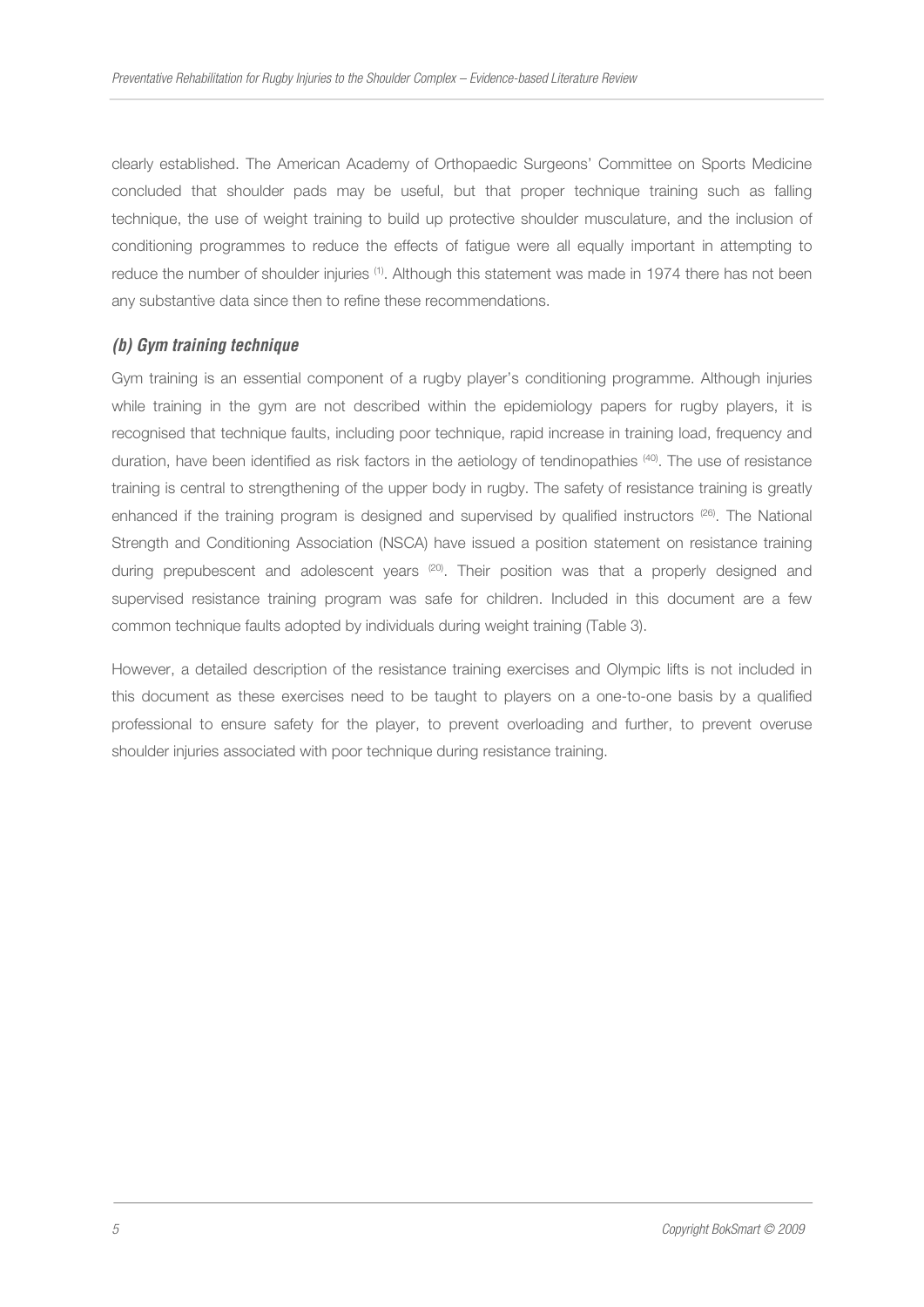clearly established. The American Academy of Orthopaedic Surgeons' Committee on Sports Medicine concluded that shoulder pads may be useful, but that proper technique training such as falling technique, the use of weight training to build up protective shoulder musculature, and the inclusion of conditioning programmes to reduce the effects of fatigue were all equally important in attempting to reduce the number of shoulder injuries [1]. Although this statement was made in 1974 there has not been any substantive data since then to refine these recommendations.

### *(b) Gym training technique*

Gym training is an essential component of a rugby player's conditioning programme. Although injuries while training in the gym are not described within the epidemiology papers for rugby players, it is recognised that technique faults, including poor technique, rapid increase in training load, frequency and duration, have been identified as risk factors in the aetiology of tendinopathies [40]. The use of resistance training is central to strengthening of the upper body in rugby. The safety of resistance training is greatly enhanced if the training program is designed and supervised by qualified instructors [26]. The National Strength and Conditioning Association (NSCA) have issued a position statement on resistance training during prepubescent and adolescent years [20]. Their position was that a properly designed and supervised resistance training program was safe for children. Included in this document are a few common technique faults adopted by individuals during weight training (Table 3).

However, a detailed description of the resistance training exercises and Olympic lifts is not included in this document as these exercises need to be taught to players on a one-to-one basis by a qualified professional to ensure safety for the player, to prevent overloading and further, to prevent overuse shoulder injuries associated with poor technique during resistance training.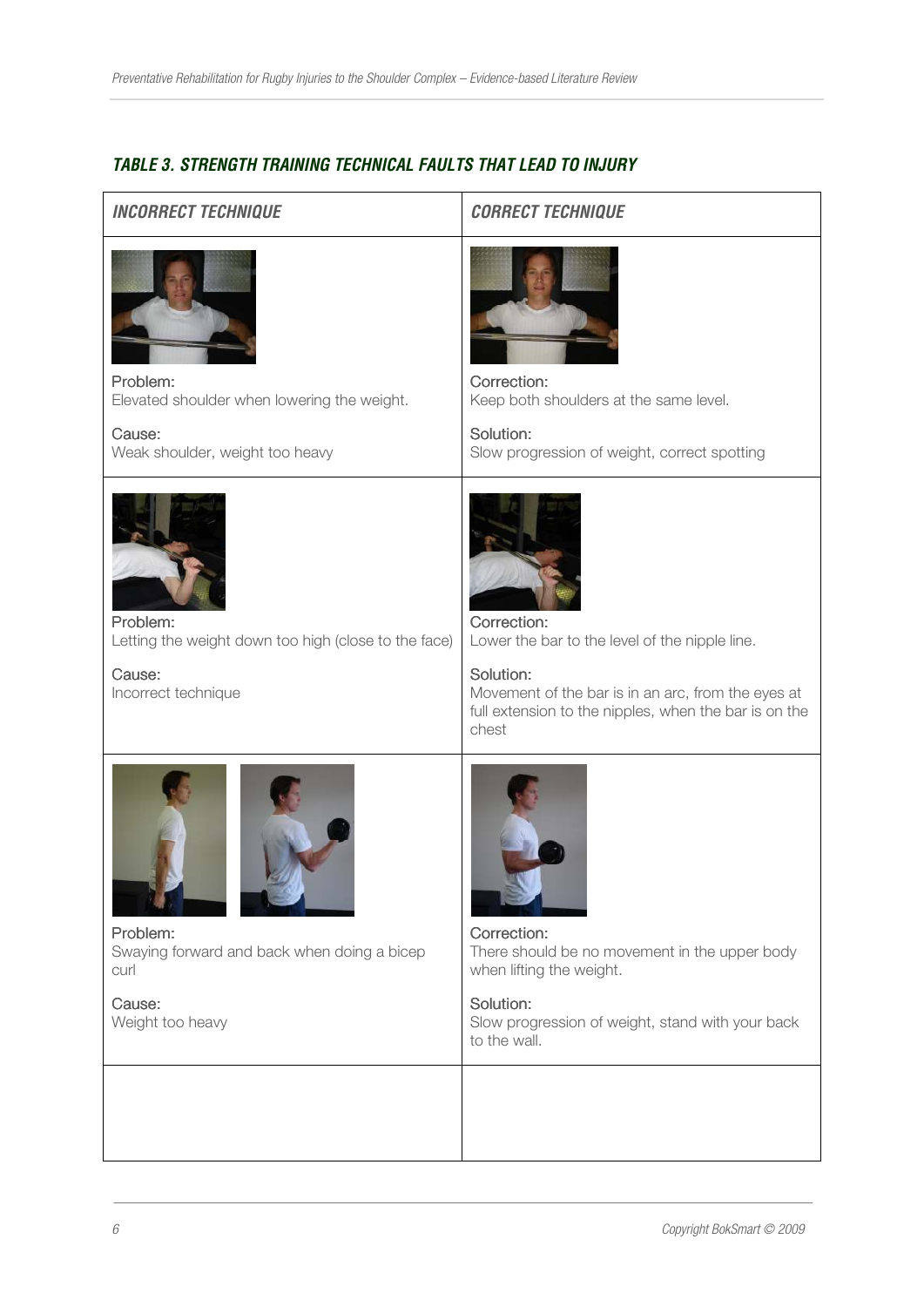### *TABLE 3. STRENGTH TRAINING TECHNICAL FAULTS THAT LEAD TO INJURY*

| *INCORRECT TECHNIQUE* | *CORRECT TECHNIQUE* |
| --- | --- |
| Problem:<br>Elevated shoulder when lowering the weight.<br><br>Cause:<br>Weak shoulder, weight too heavy | Correction:<br>Keep both shoulders at the same level.<br><br>Solution:<br>Slow progression of weight, correct spotting |
| Problem:<br>Letting the weight down too high (close to the face)<br><br>Cause:<br>Incorrect technique | Correction:<br>Lower the bar to the level of the nipple line.<br><br>Solution:<br>Movement of the bar is in an arc, from the eyes at full extension to the nipples, when the bar is on the chest |
| Problem:<br>Swaying forward and back when doing a bicep curl<br><br>Cause:<br>Weight too heavy | Correction:<br>There should be no movement in the upper body when lifting the weight.<br><br>Solution:<br>Slow progression of weight, stand with your back to the wall. |
| | |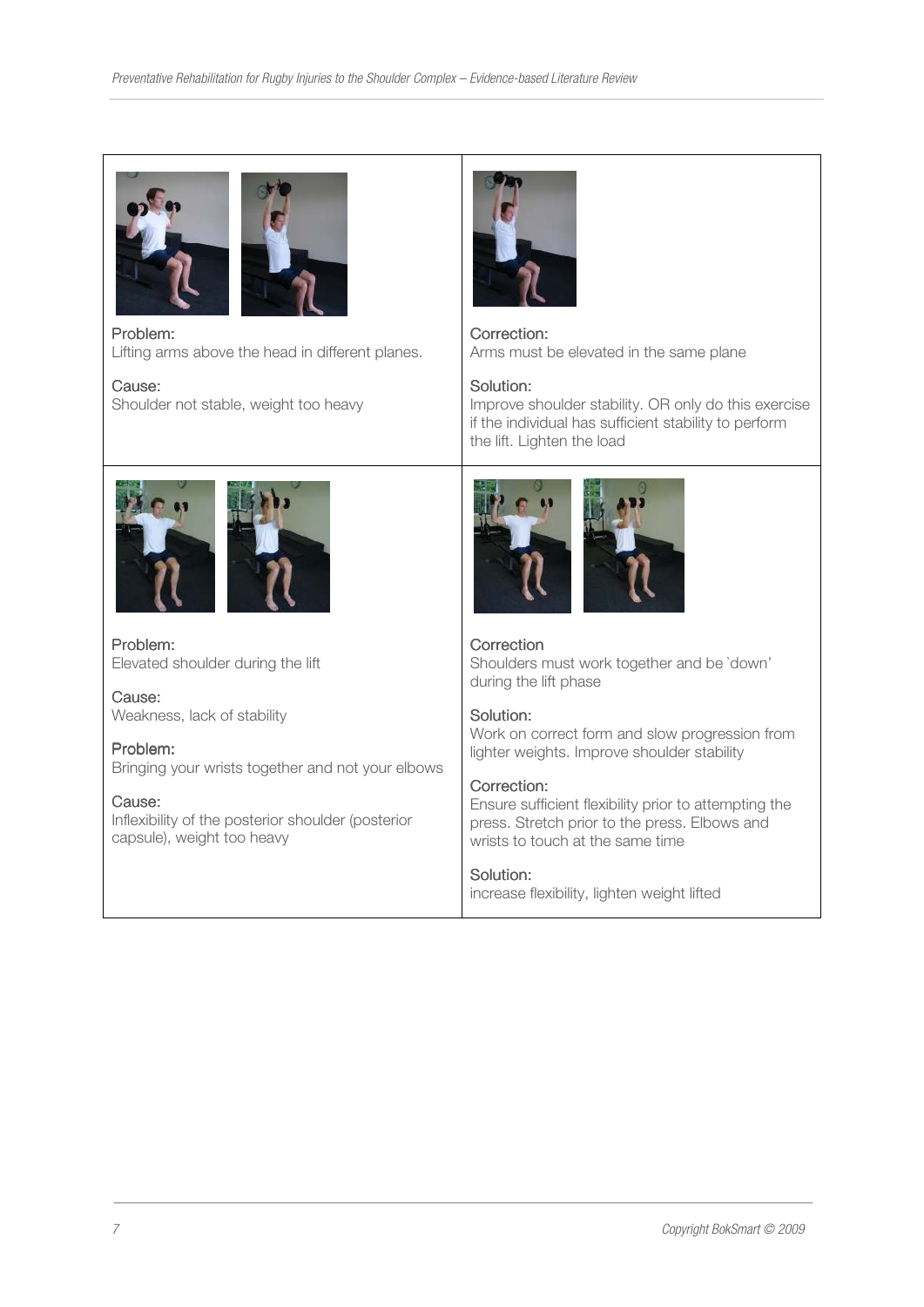| Problem / Cause | Correction / Solution |
| --- | --- |
| Problem:<br>Lifting arms above the head in different planes.<br><br>Cause:<br>Shoulder not stable, weight too heavy | Correction:<br>Arms must be elevated in the same plane<br><br>Solution:<br>Improve shoulder stability. OR only do this exercise if the individual has sufficient stability to perform the lift. Lighten the load |
| Problem:<br>Elevated shoulder during the lift<br><br>Cause:<br>Weakness, lack of stability<br><br>Problem:<br>Bringing your wrists together and not your elbows<br><br>Cause:<br>Inflexibility of the posterior shoulder (posterior capsule), weight too heavy | Correction<br>Shoulders must work together and be `down' during the lift phase<br><br>Solution:<br>Work on correct form and slow progression from lighter weights. Improve shoulder stability<br><br>Correction:<br>Ensure sufficient flexibility prior to attempting the press. Stretch prior to the press. Elbows and wrists to touch at the same time<br><br>Solution:<br>increase flexibility, lighten weight lifted |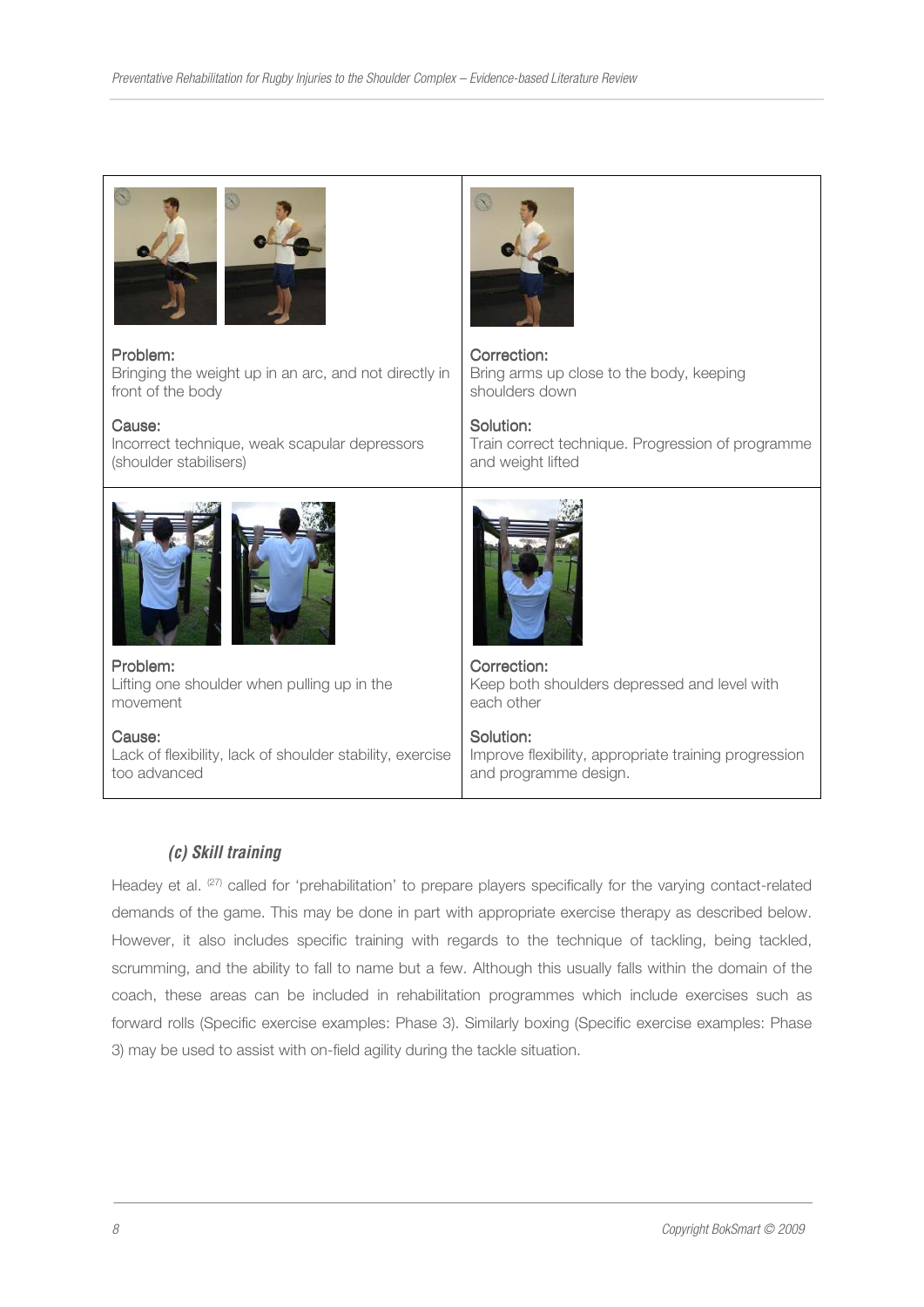| Problem / Cause | Correction / Solution |
| --- | --- |
| **Problem:** Bringing the weight up in an arc, and not directly in front of the body<br><br>**Cause:** Incorrect technique, weak scapular depressors (shoulder stabilisers) | **Correction:** Bring arms up close to the body, keeping shoulders down<br><br>**Solution:** Train correct technique. Progression of programme and weight lifted |
| **Problem:** Lifting one shoulder when pulling up in the movement<br><br>**Cause:** Lack of flexibility, lack of shoulder stability, exercise too advanced | **Correction:** Keep both shoulders depressed and level with each other<br><br>**Solution:** Improve flexibility, appropriate training progression and programme design. |

### *(c) Skill training*

Headey et al. [27] called for 'prehabilitation' to prepare players specifically for the varying contact-related demands of the game. This may be done in part with appropriate exercise therapy as described below. However, it also includes specific training with regards to the technique of tackling, being tackled, scrumming, and the ability to fall to name but a few. Although this usually falls within the domain of the coach, these areas can be included in rehabilitation programmes which include exercises such as forward rolls (Specific exercise examples: Phase 3). Similarly boxing (Specific exercise examples: Phase 3) may be used to assist with on-field agility during the tackle situation.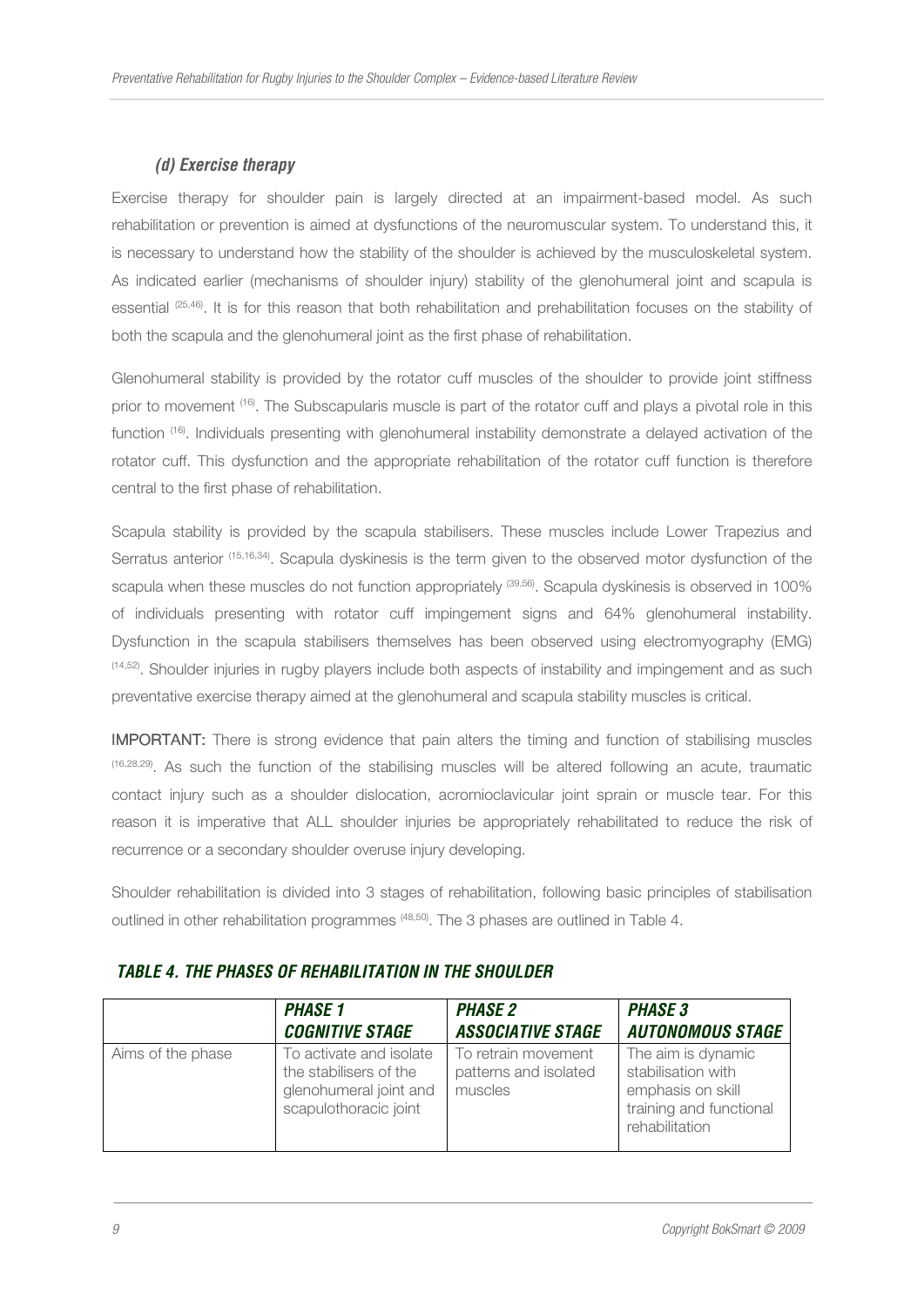### *(d) Exercise therapy*

Exercise therapy for shoulder pain is largely directed at an impairment-based model. As such rehabilitation or prevention is aimed at dysfunctions of the neuromuscular system. To understand this, it is necessary to understand how the stability of the shoulder is achieved by the musculoskeletal system. As indicated earlier (mechanisms of shoulder injury) stability of the glenohumeral joint and scapula is essential [25,46]. It is for this reason that both rehabilitation and prehabilitation focuses on the stability of both the scapula and the glenohumeral joint as the first phase of rehabilitation.

Glenohumeral stability is provided by the rotator cuff muscles of the shoulder to provide joint stiffness prior to movement [16]. The Subscapularis muscle is part of the rotator cuff and plays a pivotal role in this function [16]. Individuals presenting with glenohumeral instability demonstrate a delayed activation of the rotator cuff. This dysfunction and the appropriate rehabilitation of the rotator cuff function is therefore central to the first phase of rehabilitation.

Scapula stability is provided by the scapula stabilisers. These muscles include Lower Trapezius and Serratus anterior [15,16,34]. Scapula dyskinesis is the term given to the observed motor dysfunction of the scapula when these muscles do not function appropriately [39,56]. Scapula dyskinesis is observed in 100% of individuals presenting with rotator cuff impingement signs and 64% glenohumeral instability. Dysfunction in the scapula stabilisers themselves has been observed using electromyography (EMG) [14,52]. Shoulder injuries in rugby players include both aspects of instability and impingement and as such preventative exercise therapy aimed at the glenohumeral and scapula stability muscles is critical.

**IMPORTANT:** There is strong evidence that pain alters the timing and function of stabilising muscles [16,28,29]. As such the function of the stabilising muscles will be altered following an acute, traumatic contact injury such as a shoulder dislocation, acromioclavicular joint sprain or muscle tear. For this reason it is imperative that ALL shoulder injuries be appropriately rehabilitated to reduce the risk of recurrence or a secondary shoulder overuse injury developing.

Shoulder rehabilitation is divided into 3 stages of rehabilitation, following basic principles of stabilisation outlined in other rehabilitation programmes [48,50]. The 3 phases are outlined in Table 4.

***TABLE 4. THE PHASES OF REHABILITATION IN THE SHOULDER***

| | ***PHASE 1 COGNITIVE STAGE*** | ***PHASE 2 ASSOCIATIVE STAGE*** | ***PHASE 3 AUTONOMOUS STAGE*** |
|---|---|---|---|
| Aims of the phase | To activate and isolate the stabilisers of the glenohumeral joint and scapulothoracic joint | To retrain movement patterns and isolated muscles | The aim is dynamic stabilisation with emphasis on skill training and functional rehabilitation |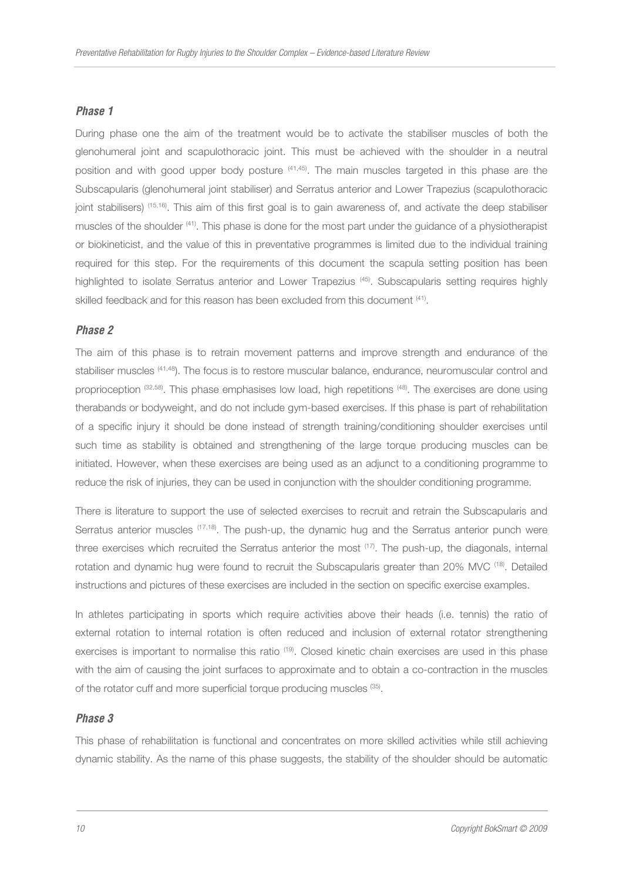### *Phase 1*

During phase one the aim of the treatment would be to activate the stabiliser muscles of both the glenohumeral joint and scapulothoracic joint. This must be achieved with the shoulder in a neutral position and with good upper body posture [41,45]. The main muscles targeted in this phase are the Subscapularis (glenohumeral joint stabiliser) and Serratus anterior and Lower Trapezius (scapulothoracic joint stabilisers) [15,16]. This aim of this first goal is to gain awareness of, and activate the deep stabiliser muscles of the shoulder [41]. This phase is done for the most part under the guidance of a physiotherapist or biokineticist, and the value of this in preventative programmes is limited due to the individual training required for this step. For the requirements of this document the scapula setting position has been highlighted to isolate Serratus anterior and Lower Trapezius [45]. Subscapularis setting requires highly skilled feedback and for this reason has been excluded from this document [41].

### *Phase 2*

The aim of this phase is to retrain movement patterns and improve strength and endurance of the stabiliser muscles [41,48]). The focus is to restore muscular balance, endurance, neuromuscular control and proprioception [32,58]. This phase emphasises low load, high repetitions [48]. The exercises are done using therabands or bodyweight, and do not include gym-based exercises. If this phase is part of rehabilitation of a specific injury it should be done instead of strength training/conditioning shoulder exercises until such time as stability is obtained and strengthening of the large torque producing muscles can be initiated. However, when these exercises are being used as an adjunct to a conditioning programme to reduce the risk of injuries, they can be used in conjunction with the shoulder conditioning programme.

There is literature to support the use of selected exercises to recruit and retrain the Subscapularis and Serratus anterior muscles [17,18]. The push-up, the dynamic hug and the Serratus anterior punch were three exercises which recruited the Serratus anterior the most [17]. The push-up, the diagonals, internal rotation and dynamic hug were found to recruit the Subscapularis greater than 20% MVC [18]. Detailed instructions and pictures of these exercises are included in the section on specific exercise examples.

In athletes participating in sports which require activities above their heads (i.e. tennis) the ratio of external rotation to internal rotation is often reduced and inclusion of external rotator strengthening exercises is important to normalise this ratio [19]. Closed kinetic chain exercises are used in this phase with the aim of causing the joint surfaces to approximate and to obtain a co-contraction in the muscles of the rotator cuff and more superficial torque producing muscles [35].

### *Phase 3*

This phase of rehabilitation is functional and concentrates on more skilled activities while still achieving dynamic stability. As the name of this phase suggests, the stability of the shoulder should be automatic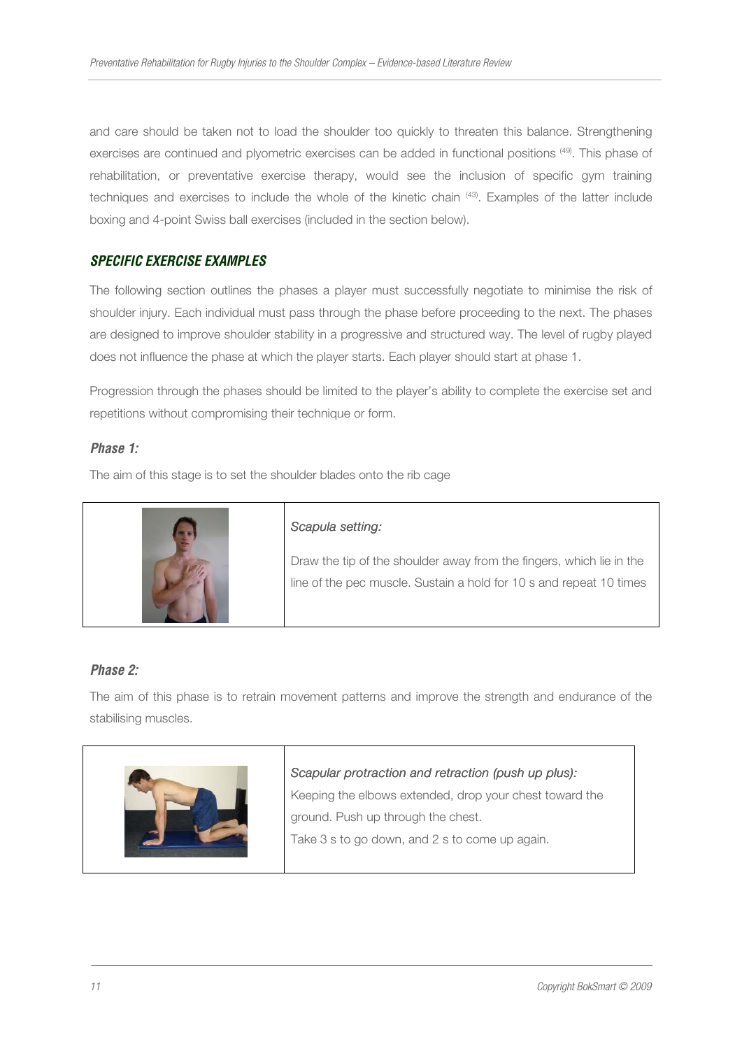and care should be taken not to load the shoulder too quickly to threaten this balance. Strengthening exercises are continued and plyometric exercises can be added in functional positions [49]. This phase of rehabilitation, or preventative exercise therapy, would see the inclusion of specific gym training techniques and exercises to include the whole of the kinetic chain [43]. Examples of the latter include boxing and 4-point Swiss ball exercises (included in the section below).

## *SPECIFIC EXERCISE EXAMPLES*

The following section outlines the phases a player must successfully negotiate to minimise the risk of shoulder injury. Each individual must pass through the phase before proceeding to the next. The phases are designed to improve shoulder stability in a progressive and structured way. The level of rugby played does not influence the phase at which the player starts. Each player should start at phase 1.

Progression through the phases should be limited to the player's ability to complete the exercise set and repetitions without compromising their technique or form.

### *Phase 1:*

The aim of this stage is to set the shoulder blades onto the rib cage

| | |
|---|---|
| | *Scapula setting:*<br><br>Draw the tip of the shoulder away from the fingers, which lie in the line of the pec muscle. Sustain a hold for 10 s and repeat 10 times |

### *Phase 2:*

The aim of this phase is to retrain movement patterns and improve the strength and endurance of the stabilising muscles.

| | |
|---|---|
| | *Scapular protraction and retraction (push up plus):*<br>Keeping the elbows extended, drop your chest toward the ground. Push up through the chest.<br>Take 3 s to go down, and 2 s to come up again. |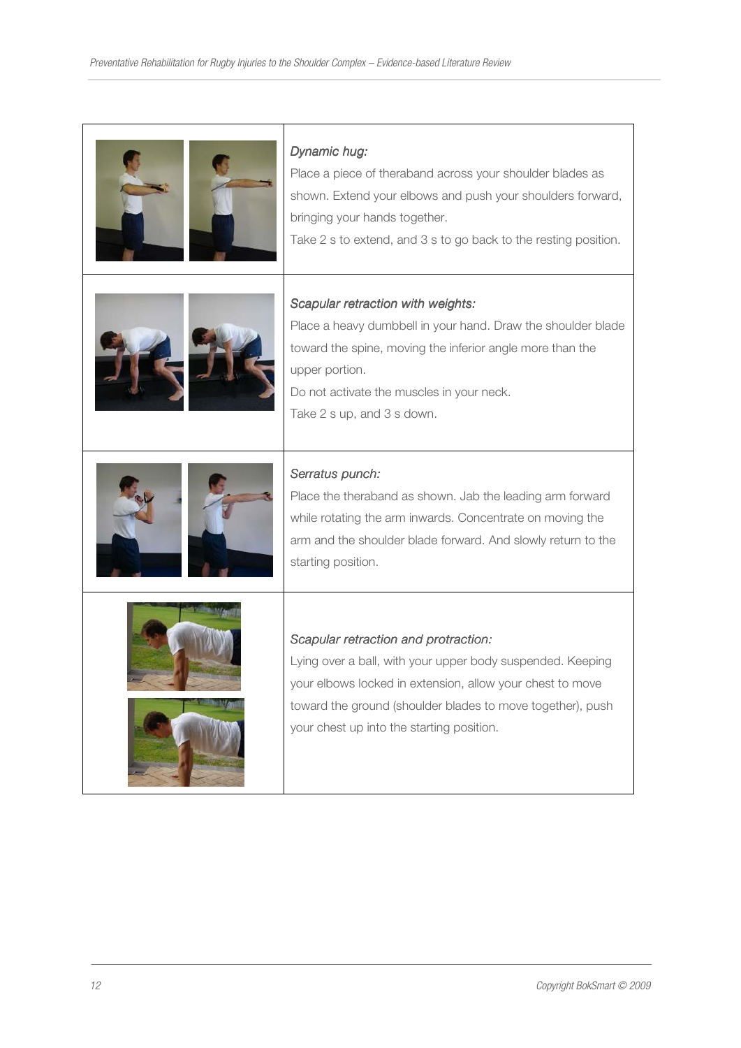| | |
|---|---|
| | *Dynamic hug:* Place a piece of theraband across your shoulder blades as shown. Extend your elbows and push your shoulders forward, bringing your hands together. Take 2 s to extend, and 3 s to go back to the resting position. |
| | *Scapular retraction with weights:* Place a heavy dumbbell in your hand. Draw the shoulder blade toward the spine, moving the inferior angle more than the upper portion. Do not activate the muscles in your neck. Take 2 s up, and 3 s down. |
| | *Serratus punch:* Place the theraband as shown. Jab the leading arm forward while rotating the arm inwards. Concentrate on moving the arm and the shoulder blade forward. And slowly return to the starting position. |
| | *Scapular retraction and protraction:* Lying over a ball, with your upper body suspended. Keeping your elbows locked in extension, allow your chest to move toward the ground (shoulder blades to move together), push your chest up into the starting position. |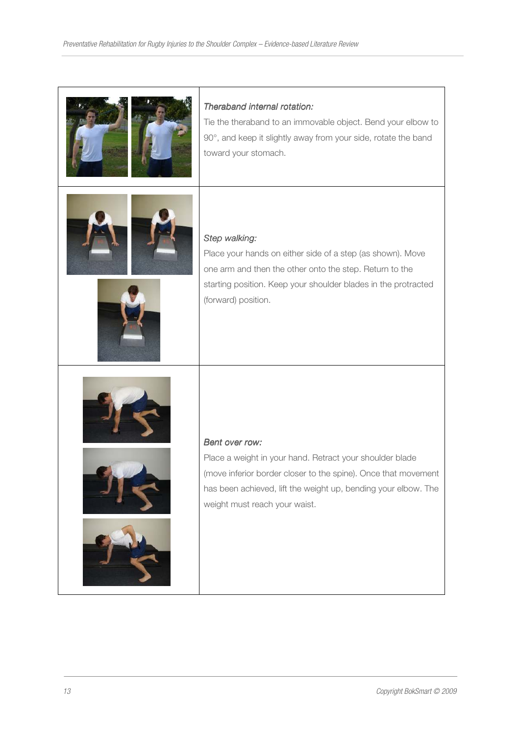| | |
|---|---|
| | ***Theraband internal rotation:*** Tie the theraband to an immovable object. Bend your elbow to 90°, and keep it slightly away from your side, rotate the band toward your stomach. |
| | ***Step walking:*** Place your hands on either side of a step (as shown). Move one arm and then the other onto the step. Return to the starting position. Keep your shoulder blades in the protracted (forward) position. |
| | ***Bent over row:*** Place a weight in your hand. Retract your shoulder blade (move inferior border closer to the spine). Once that movement has been achieved, lift the weight up, bending your elbow. The weight must reach your waist. |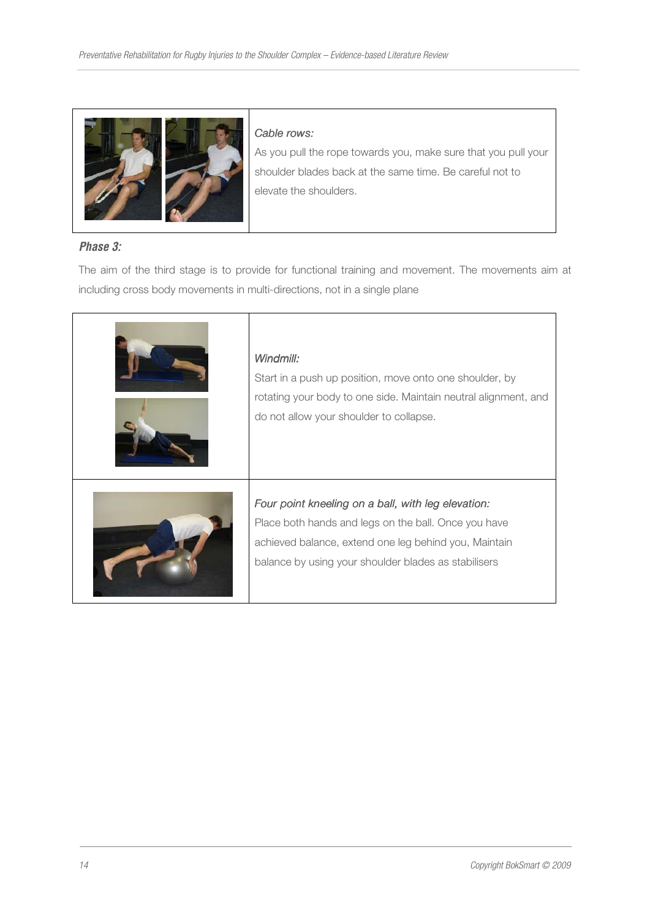| | |
|---|---|
| | *Cable rows:* As you pull the rope towards you, make sure that you pull your shoulder blades back at the same time. Be careful not to elevate the shoulders. |

***Phase 3:***

The aim of the third stage is to provide for functional training and movement. The movements aim at including cross body movements in multi-directions, not in a single plane

| | |
|---|---|
| | *Windmill:* Start in a push up position, move onto one shoulder, by rotating your body to one side. Maintain neutral alignment, and do not allow your shoulder to collapse. |
| | *Four point kneeling on a ball, with leg elevation:* Place both hands and legs on the ball. Once you have achieved balance, extend one leg behind you, Maintain balance by using your shoulder blades as stabilisers |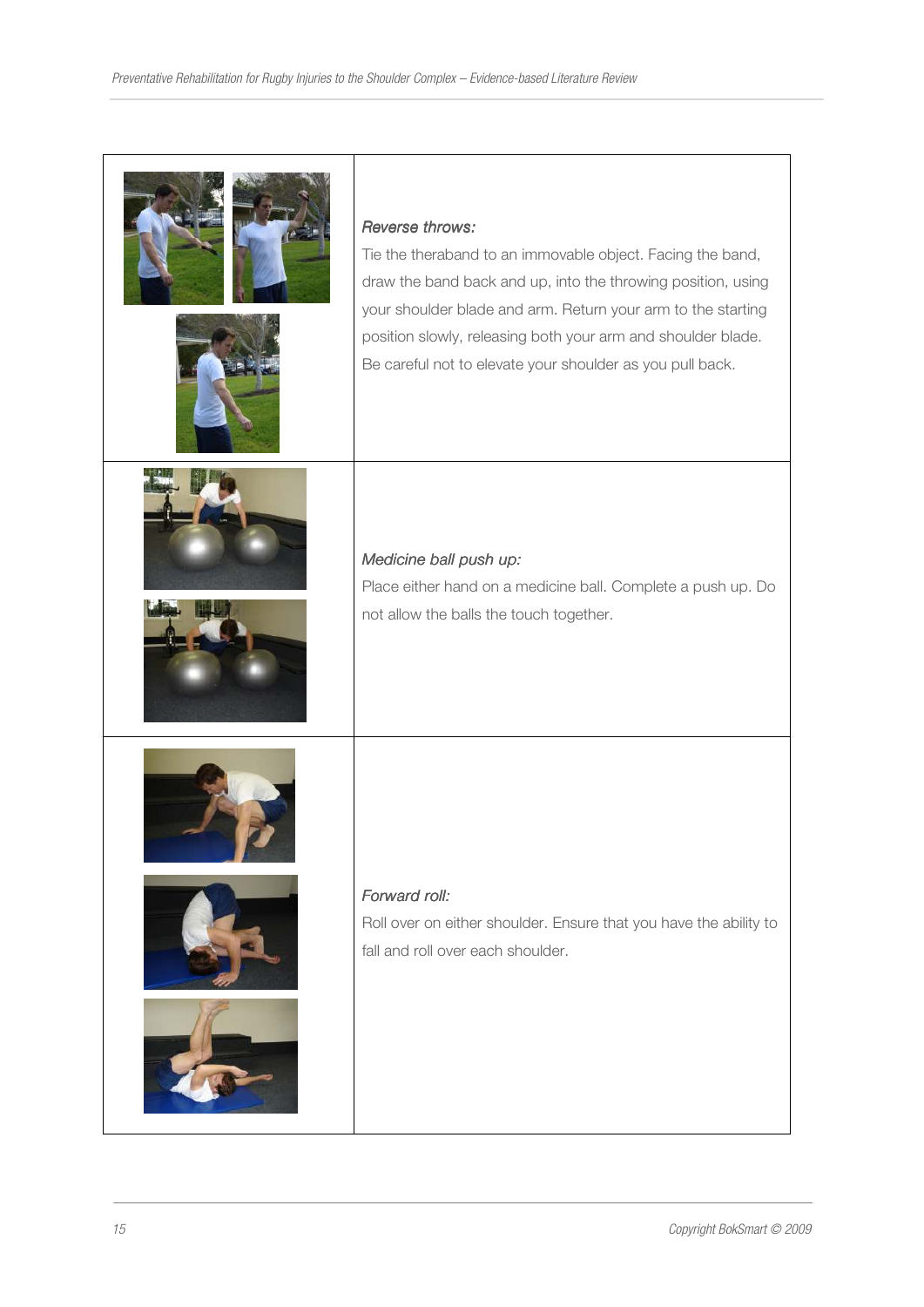| | |
|---|---|
| | ***Reverse throws:*** Tie the theraband to an immovable object. Facing the band, draw the band back and up, into the throwing position, using your shoulder blade and arm. Return your arm to the starting position slowly, releasing both your arm and shoulder blade. Be careful not to elevate your shoulder as you pull back. |
| | ***Medicine ball push up:*** Place either hand on a medicine ball. Complete a push up. Do not allow the balls the touch together. |
| | ***Forward roll:*** Roll over on either shoulder. Ensure that you have the ability to fall and roll over each shoulder. |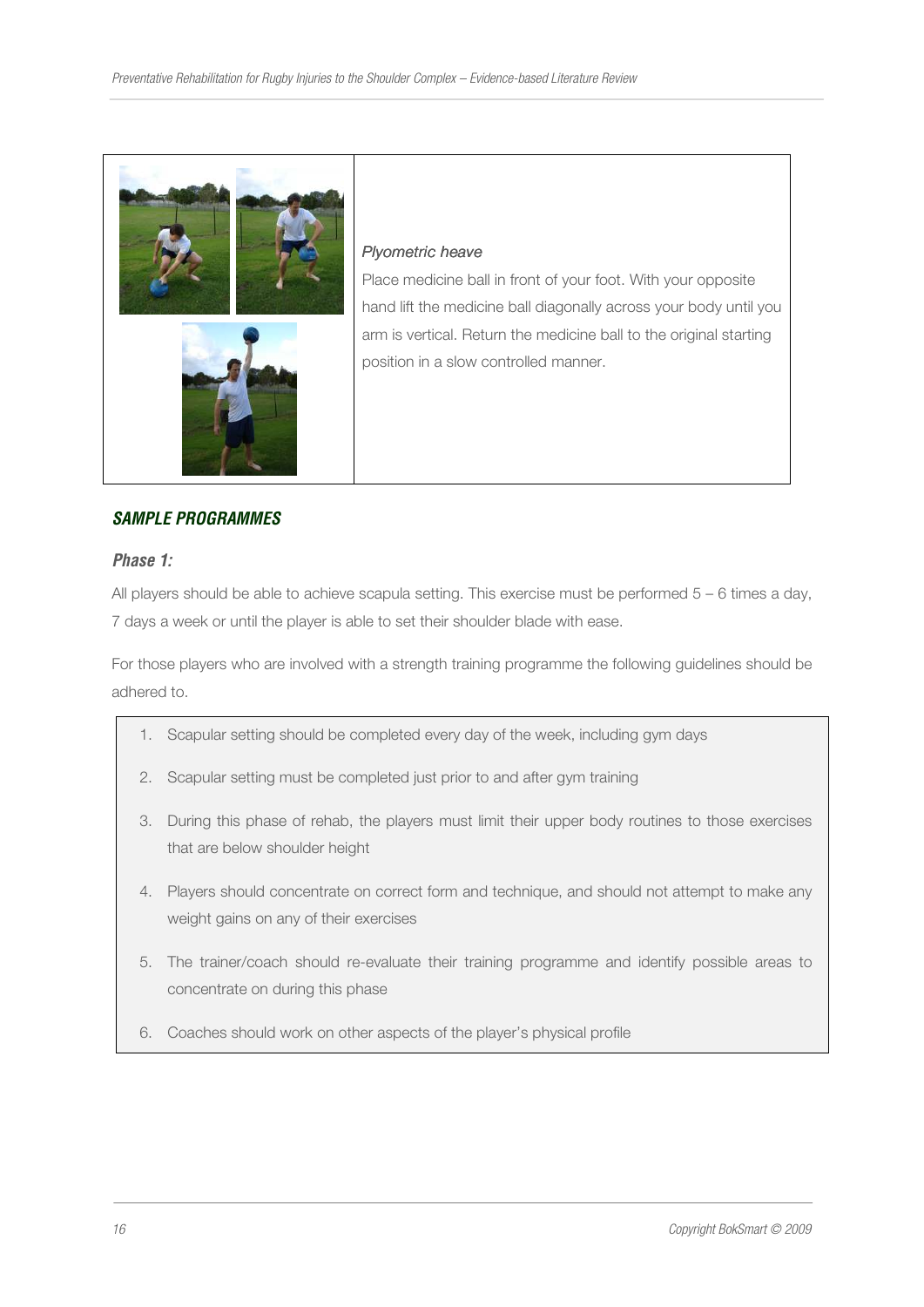*Plyometric heave*

Place medicine ball in front of your foot. With your opposite hand lift the medicine ball diagonally across your body until you arm is vertical. Return the medicine ball to the original starting position in a slow controlled manner.

## SAMPLE PROGRAMMES

### Phase 1:

All players should be able to achieve scapula setting. This exercise must be performed 5 – 6 times a day, 7 days a week or until the player is able to set their shoulder blade with ease.

For those players who are involved with a strength training programme the following guidelines should be adhered to.

1. Scapular setting should be completed every day of the week, including gym days
2. Scapular setting must be completed just prior to and after gym training
3. During this phase of rehab, the players must limit their upper body routines to those exercises that are below shoulder height
4. Players should concentrate on correct form and technique, and should not attempt to make any weight gains on any of their exercises
5. The trainer/coach should re-evaluate their training programme and identify possible areas to concentrate on during this phase
6. Coaches should work on other aspects of the player's physical profile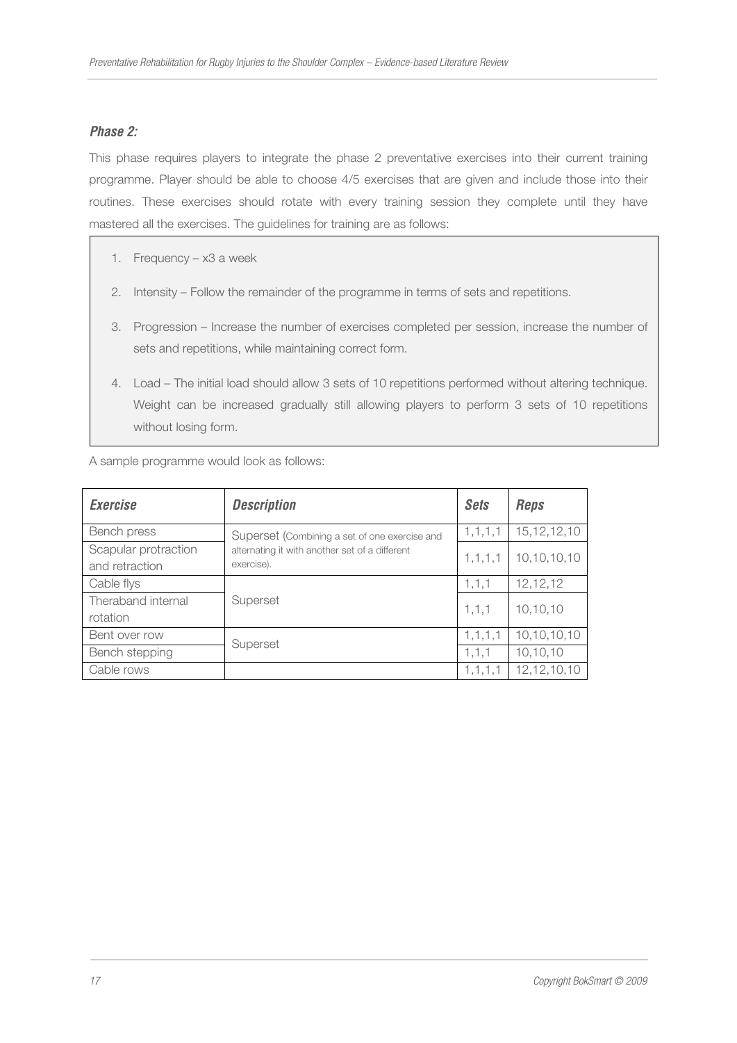### *Phase 2:*

This phase requires players to integrate the phase 2 preventative exercises into their current training programme. Player should be able to choose 4/5 exercises that are given and include those into their routines. These exercises should rotate with every training session they complete until they have mastered all the exercises. The guidelines for training are as follows:

1. Frequency – x3 a week
2. Intensity – Follow the remainder of the programme in terms of sets and repetitions.
3. Progression – Increase the number of exercises completed per session, increase the number of sets and repetitions, while maintaining correct form.
4. Load – The initial load should allow 3 sets of 10 repetitions performed without altering technique. Weight can be increased gradually still allowing players to perform 3 sets of 10 repetitions without losing form.

A sample programme would look as follows:

| ***Exercise*** | ***Description*** | ***Sets*** | ***Reps*** |
|---|---|---|---|
| Bench press | Superset (Combining a set of one exercise and alternating it with another set of a different exercise). | 1,1,1,1 | 15,12,12,10 |
| Scapular protraction and retraction | | 1,1,1,1 | 10,10,10,10 |
| Cable flys | Superset | 1,1,1 | 12,12,12 |
| Theraband internal rotation | | 1,1,1 | 10,10,10 |
| Bent over row | Superset | 1,1,1,1 | 10,10,10,10 |
| Bench stepping | | 1,1,1 | 10,10,10 |
| Cable rows | | 1,1,1,1 | 12,12,10,10 |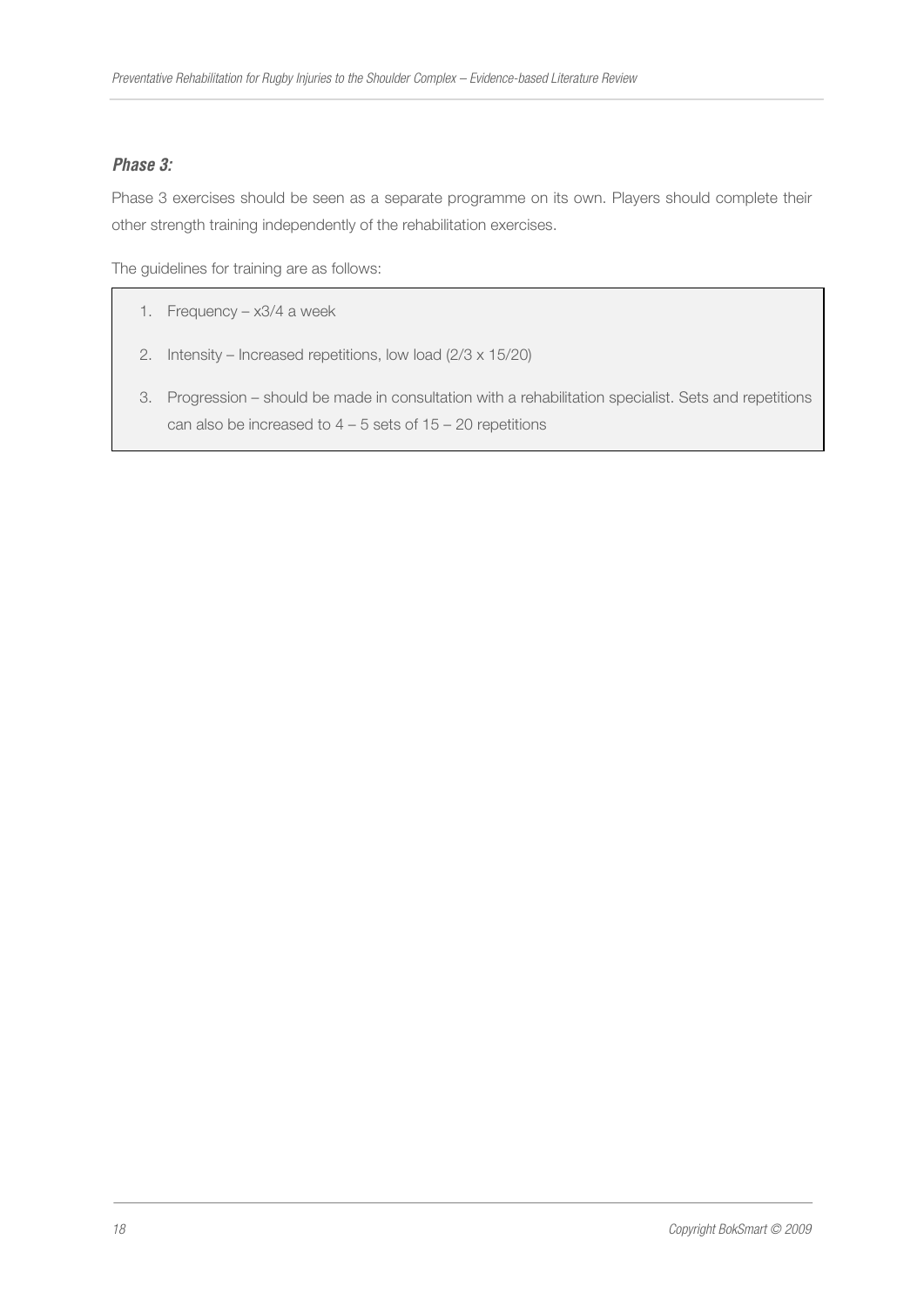***Phase 3:***

Phase 3 exercises should be seen as a separate programme on its own. Players should complete their other strength training independently of the rehabilitation exercises.

The guidelines for training are as follows:

1. Frequency – x3/4 a week
2. Intensity – Increased repetitions, low load (2/3 x 15/20)
3. Progression – should be made in consultation with a rehabilitation specialist. Sets and repetitions can also be increased to 4 – 5 sets of 15 – 20 repetitions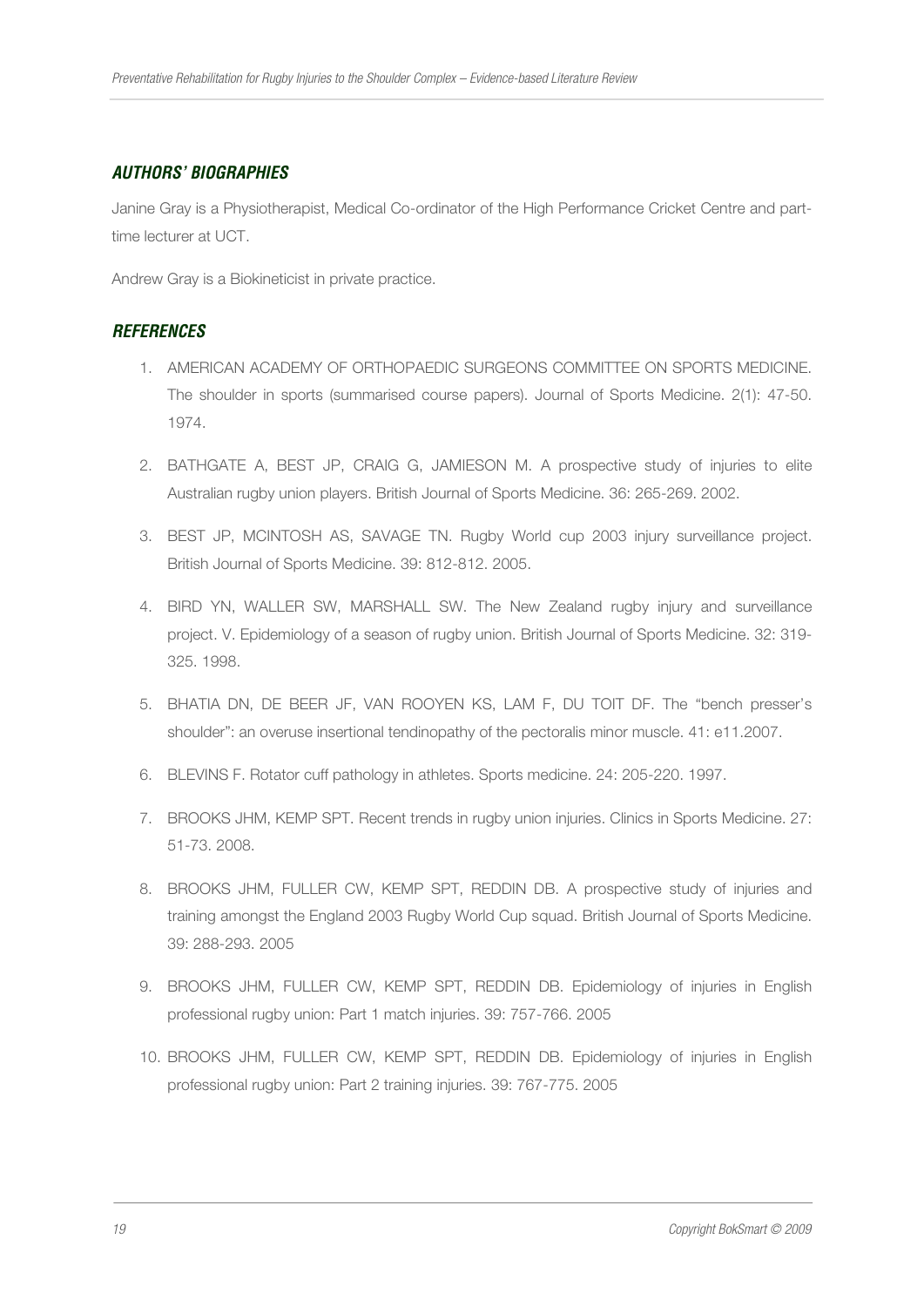## *AUTHORS' BIOGRAPHIES*

Janine Gray is a Physiotherapist, Medical Co-ordinator of the High Performance Cricket Centre and part-time lecturer at UCT.

Andrew Gray is a Biokineticist in private practice.

## *REFERENCES*

1. AMERICAN ACADEMY OF ORTHOPAEDIC SURGEONS COMMITTEE ON SPORTS MEDICINE. The shoulder in sports (summarised course papers). Journal of Sports Medicine. 2(1): 47-50. 1974.
2. BATHGATE A, BEST JP, CRAIG G, JAMIESON M. A prospective study of injuries to elite Australian rugby union players. British Journal of Sports Medicine. 36: 265-269. 2002.
3. BEST JP, MCINTOSH AS, SAVAGE TN. Rugby World cup 2003 injury surveillance project. British Journal of Sports Medicine. 39: 812-812. 2005.
4. BIRD YN, WALLER SW, MARSHALL SW. The New Zealand rugby injury and surveillance project. V. Epidemiology of a season of rugby union. British Journal of Sports Medicine. 32: 319-325. 1998.
5. BHATIA DN, DE BEER JF, VAN ROOYEN KS, LAM F, DU TOIT DF. The "bench presser's shoulder": an overuse insertional tendinopathy of the pectoralis minor muscle. 41: e11.2007.
6. BLEVINS F. Rotator cuff pathology in athletes. Sports medicine. 24: 205-220. 1997.
7. BROOKS JHM, KEMP SPT. Recent trends in rugby union injuries. Clinics in Sports Medicine. 27: 51-73. 2008.
8. BROOKS JHM, FULLER CW, KEMP SPT, REDDIN DB. A prospective study of injuries and training amongst the England 2003 Rugby World Cup squad. British Journal of Sports Medicine. 39: 288-293. 2005
9. BROOKS JHM, FULLER CW, KEMP SPT, REDDIN DB. Epidemiology of injuries in English professional rugby union: Part 1 match injuries. 39: 757-766. 2005
10. BROOKS JHM, FULLER CW, KEMP SPT, REDDIN DB. Epidemiology of injuries in English professional rugby union: Part 2 training injuries. 39: 767-775. 2005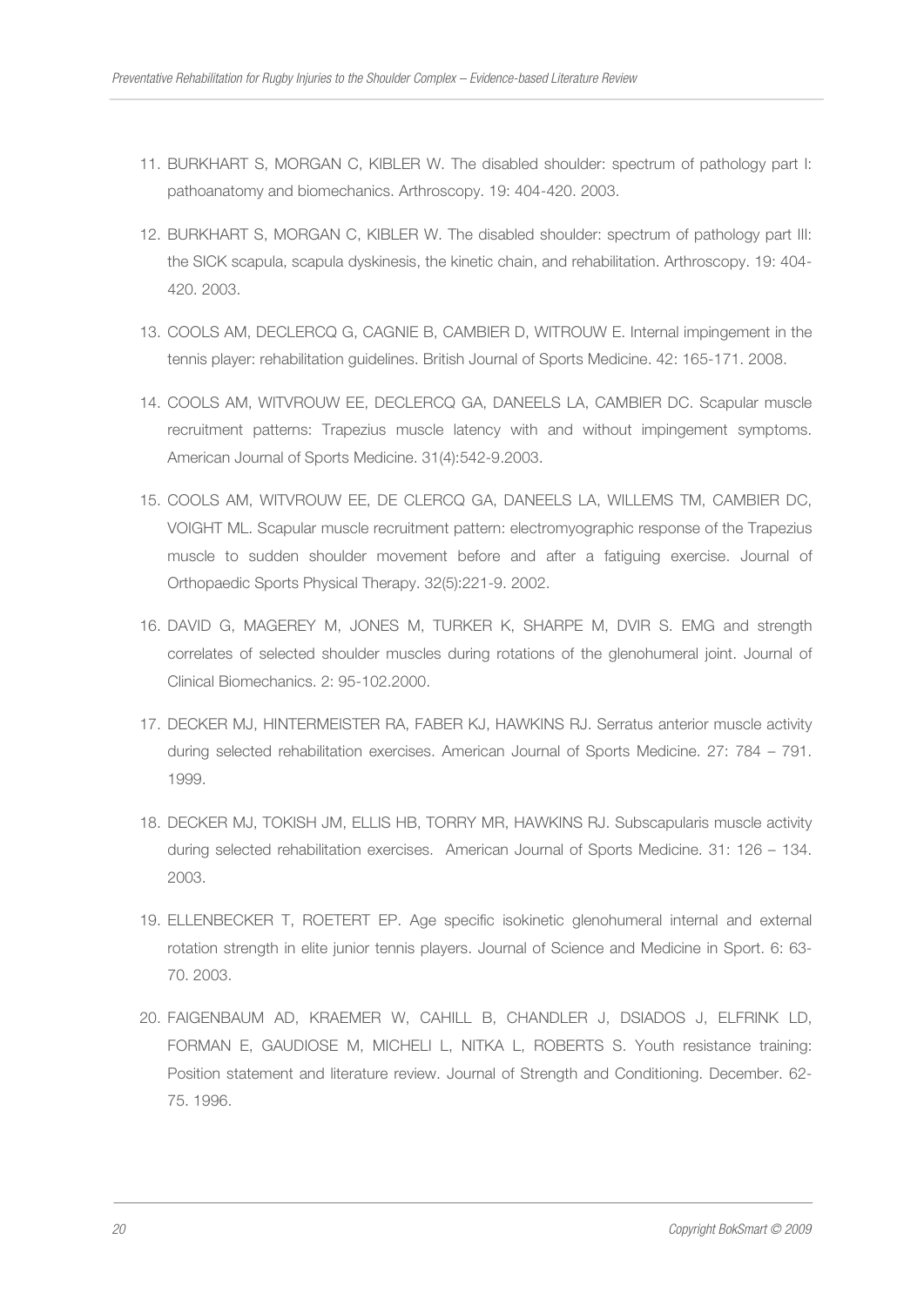11. BURKHART S, MORGAN C, KIBLER W. The disabled shoulder: spectrum of pathology part I: pathoanatomy and biomechanics. Arthroscopy. 19: 404-420. 2003.

12. BURKHART S, MORGAN C, KIBLER W. The disabled shoulder: spectrum of pathology part III: the SICK scapula, scapula dyskinesis, the kinetic chain, and rehabilitation. Arthroscopy. 19: 404-420. 2003.

13. COOLS AM, DECLERCQ G, CAGNIE B, CAMBIER D, WITROUW E. Internal impingement in the tennis player: rehabilitation guidelines. British Journal of Sports Medicine. 42: 165-171. 2008.

14. COOLS AM, WITVROUW EE, DECLERCQ GA, DANEELS LA, CAMBIER DC. Scapular muscle recruitment patterns: Trapezius muscle latency with and without impingement symptoms. American Journal of Sports Medicine. 31(4):542-9.2003.

15. COOLS AM, WITVROUW EE, DE CLERCQ GA, DANEELS LA, WILLEMS TM, CAMBIER DC, VOIGHT ML. Scapular muscle recruitment pattern: electromyographic response of the Trapezius muscle to sudden shoulder movement before and after a fatiguing exercise. Journal of Orthopaedic Sports Physical Therapy. 32(5):221-9. 2002.

16. DAVID G, MAGEREY M, JONES M, TURKER K, SHARPE M, DVIR S. EMG and strength correlates of selected shoulder muscles during rotations of the glenohumeral joint. Journal of Clinical Biomechanics. 2: 95-102.2000.

17. DECKER MJ, HINTERMEISTER RA, FABER KJ, HAWKINS RJ. Serratus anterior muscle activity during selected rehabilitation exercises. American Journal of Sports Medicine. 27: 784 – 791. 1999.

18. DECKER MJ, TOKISH JM, ELLIS HB, TORRY MR, HAWKINS RJ. Subscapularis muscle activity during selected rehabilitation exercises. American Journal of Sports Medicine. 31: 126 – 134. 2003.

19. ELLENBECKER T, ROETERT EP. Age specific isokinetic glenohumeral internal and external rotation strength in elite junior tennis players. Journal of Science and Medicine in Sport. 6: 63-70. 2003.

20. FAIGENBAUM AD, KRAEMER W, CAHILL B, CHANDLER J, DSIADOS J, ELFRINK LD, FORMAN E, GAUDIOSE M, MICHELI L, NITKA L, ROBERTS S. Youth resistance training: Position statement and literature review. Journal of Strength and Conditioning. December. 62-75. 1996.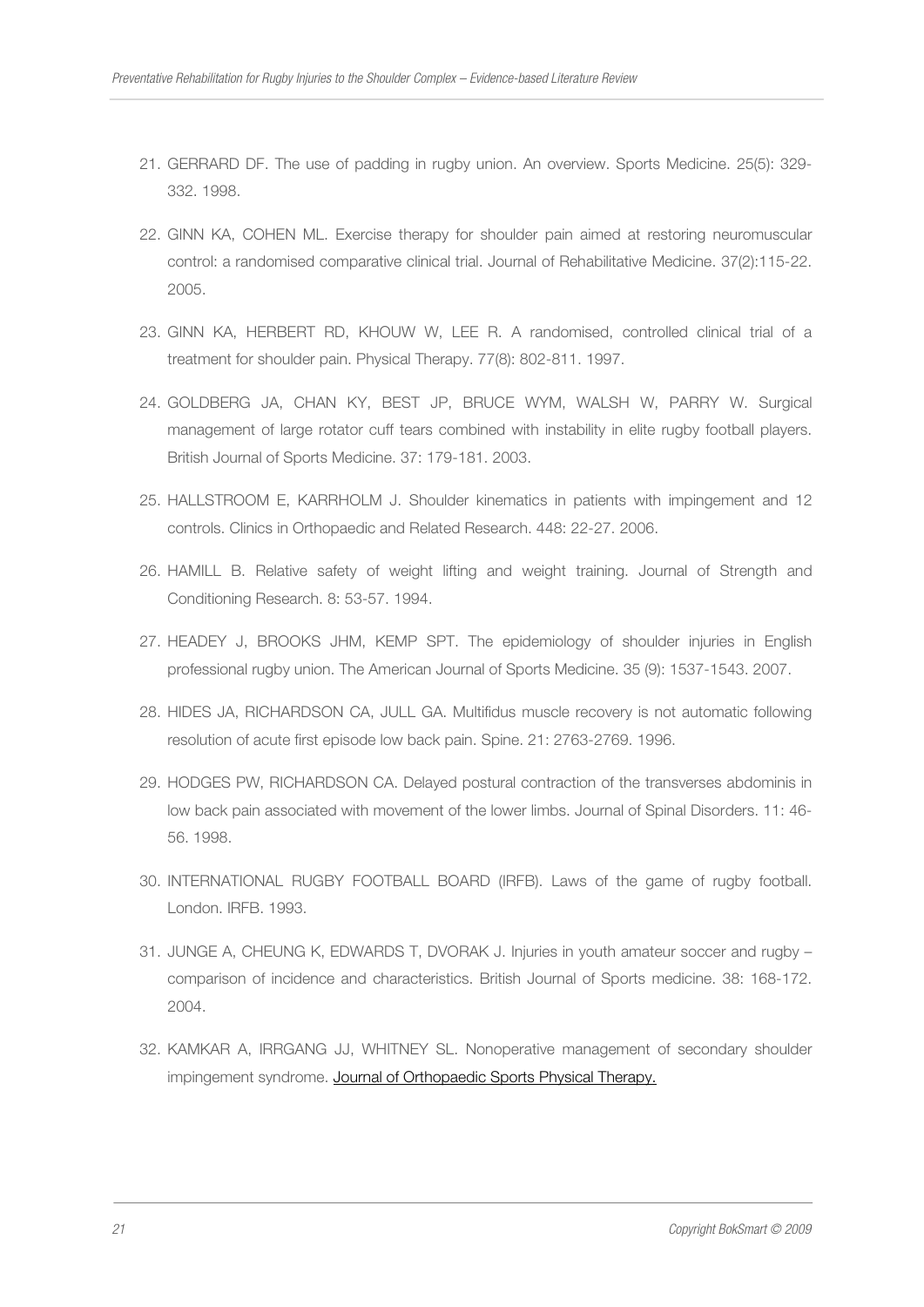21. GERRARD DF. The use of padding in rugby union. An overview. Sports Medicine. 25(5): 329-332. 1998.

22. GINN KA, COHEN ML. Exercise therapy for shoulder pain aimed at restoring neuromuscular control: a randomised comparative clinical trial. Journal of Rehabilitative Medicine. 37(2):115-22. 2005.

23. GINN KA, HERBERT RD, KHOUW W, LEE R. A randomised, controlled clinical trial of a treatment for shoulder pain. Physical Therapy. 77(8): 802-811. 1997.

24. GOLDBERG JA, CHAN KY, BEST JP, BRUCE WYM, WALSH W, PARRY W. Surgical management of large rotator cuff tears combined with instability in elite rugby football players. British Journal of Sports Medicine. 37: 179-181. 2003.

25. HALLSTROOM E, KARRHOLM J. Shoulder kinematics in patients with impingement and 12 controls. Clinics in Orthopaedic and Related Research. 448: 22-27. 2006.

26. HAMILL B. Relative safety of weight lifting and weight training. Journal of Strength and Conditioning Research. 8: 53-57. 1994.

27. HEADEY J, BROOKS JHM, KEMP SPT. The epidemiology of shoulder injuries in English professional rugby union. The American Journal of Sports Medicine. 35 (9): 1537-1543. 2007.

28. HIDES JA, RICHARDSON CA, JULL GA. Multifidus muscle recovery is not automatic following resolution of acute first episode low back pain. Spine. 21: 2763-2769. 1996.

29. HODGES PW, RICHARDSON CA. Delayed postural contraction of the transverses abdominis in low back pain associated with movement of the lower limbs. Journal of Spinal Disorders. 11: 46-56. 1998.

30. INTERNATIONAL RUGBY FOOTBALL BOARD (IRFB). Laws of the game of rugby football. London. IRFB. 1993.

31. JUNGE A, CHEUNG K, EDWARDS T, DVORAK J. Injuries in youth amateur soccer and rugby – comparison of incidence and characteristics. British Journal of Sports medicine. 38: 168-172. 2004.

32. KAMKAR A, IRRGANG JJ, WHITNEY SL. Nonoperative management of secondary shoulder impingement syndrome. Journal of Orthopaedic Sports Physical Therapy.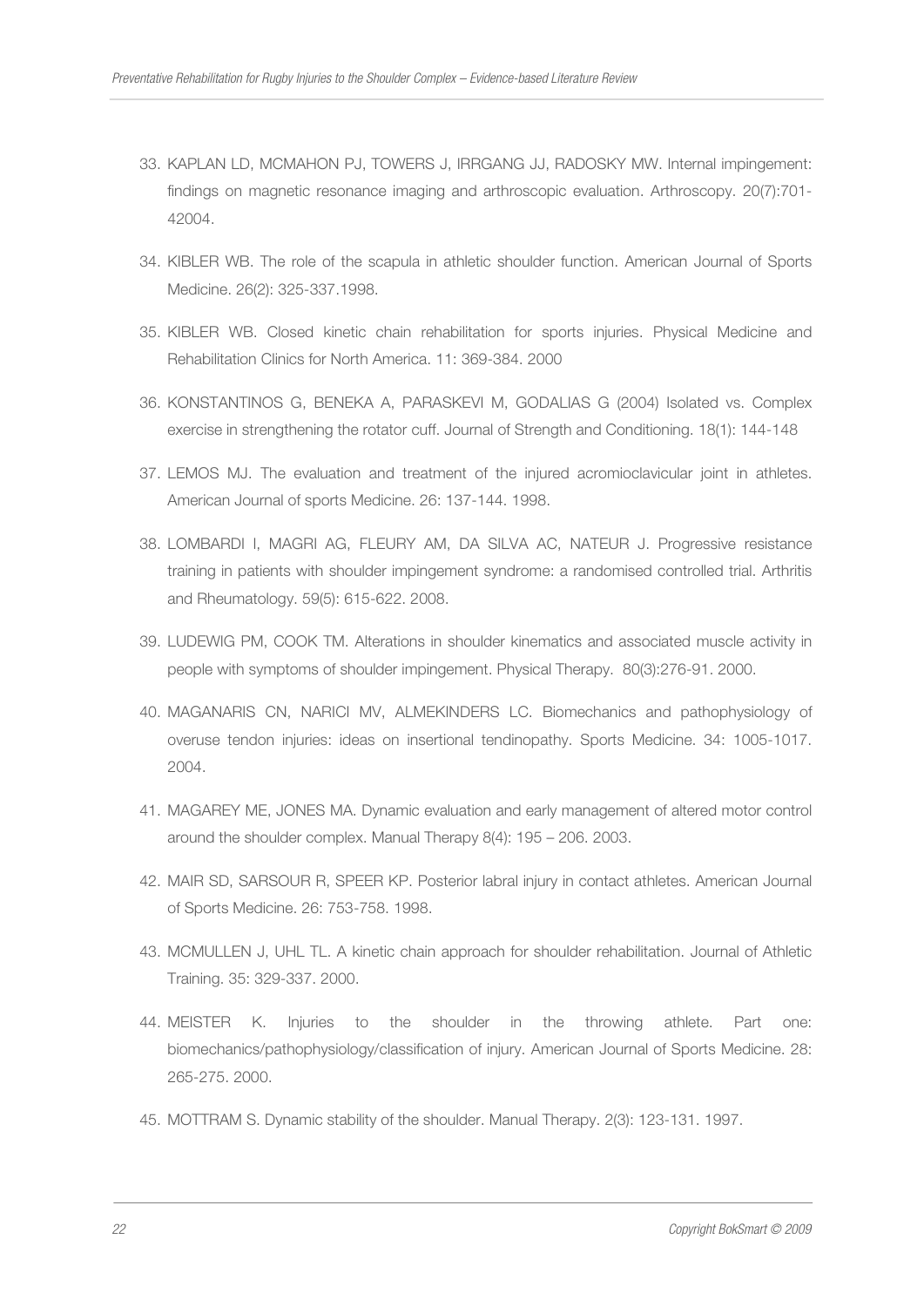33. KAPLAN LD, MCMAHON PJ, TOWERS J, IRRGANG JJ, RADOSKY MW. Internal impingement: findings on magnetic resonance imaging and arthroscopic evaluation. Arthroscopy. 20(7):701-42004.

34. KIBLER WB. The role of the scapula in athletic shoulder function. American Journal of Sports Medicine. 26(2): 325-337.1998.

35. KIBLER WB. Closed kinetic chain rehabilitation for sports injuries. Physical Medicine and Rehabilitation Clinics for North America. 11: 369-384. 2000

36. KONSTANTINOS G, BENEKA A, PARASKEVI M, GODALIAS G (2004) Isolated vs. Complex exercise in strengthening the rotator cuff. Journal of Strength and Conditioning. 18(1): 144-148

37. LEMOS MJ. The evaluation and treatment of the injured acromioclavicular joint in athletes. American Journal of sports Medicine. 26: 137-144. 1998.

38. LOMBARDI I, MAGRI AG, FLEURY AM, DA SILVA AC, NATEUR J. Progressive resistance training in patients with shoulder impingement syndrome: a randomised controlled trial. Arthritis and Rheumatology. 59(5): 615-622. 2008.

39. LUDEWIG PM, COOK TM. Alterations in shoulder kinematics and associated muscle activity in people with symptoms of shoulder impingement. Physical Therapy. 80(3):276-91. 2000.

40. MAGANARIS CN, NARICI MV, ALMEKINDERS LC. Biomechanics and pathophysiology of overuse tendon injuries: ideas on insertional tendinopathy. Sports Medicine. 34: 1005-1017. 2004.

41. MAGAREY ME, JONES MA. Dynamic evaluation and early management of altered motor control around the shoulder complex. Manual Therapy 8(4): 195 – 206. 2003.

42. MAIR SD, SARSOUR R, SPEER KP. Posterior labral injury in contact athletes. American Journal of Sports Medicine. 26: 753-758. 1998.

43. MCMULLEN J, UHL TL. A kinetic chain approach for shoulder rehabilitation. Journal of Athletic Training. 35: 329-337. 2000.

44. MEISTER K. Injuries to the shoulder in the throwing athlete. Part one: biomechanics/pathophysiology/classification of injury. American Journal of Sports Medicine. 28: 265-275. 2000.

45. MOTTRAM S. Dynamic stability of the shoulder. Manual Therapy. 2(3): 123-131. 1997.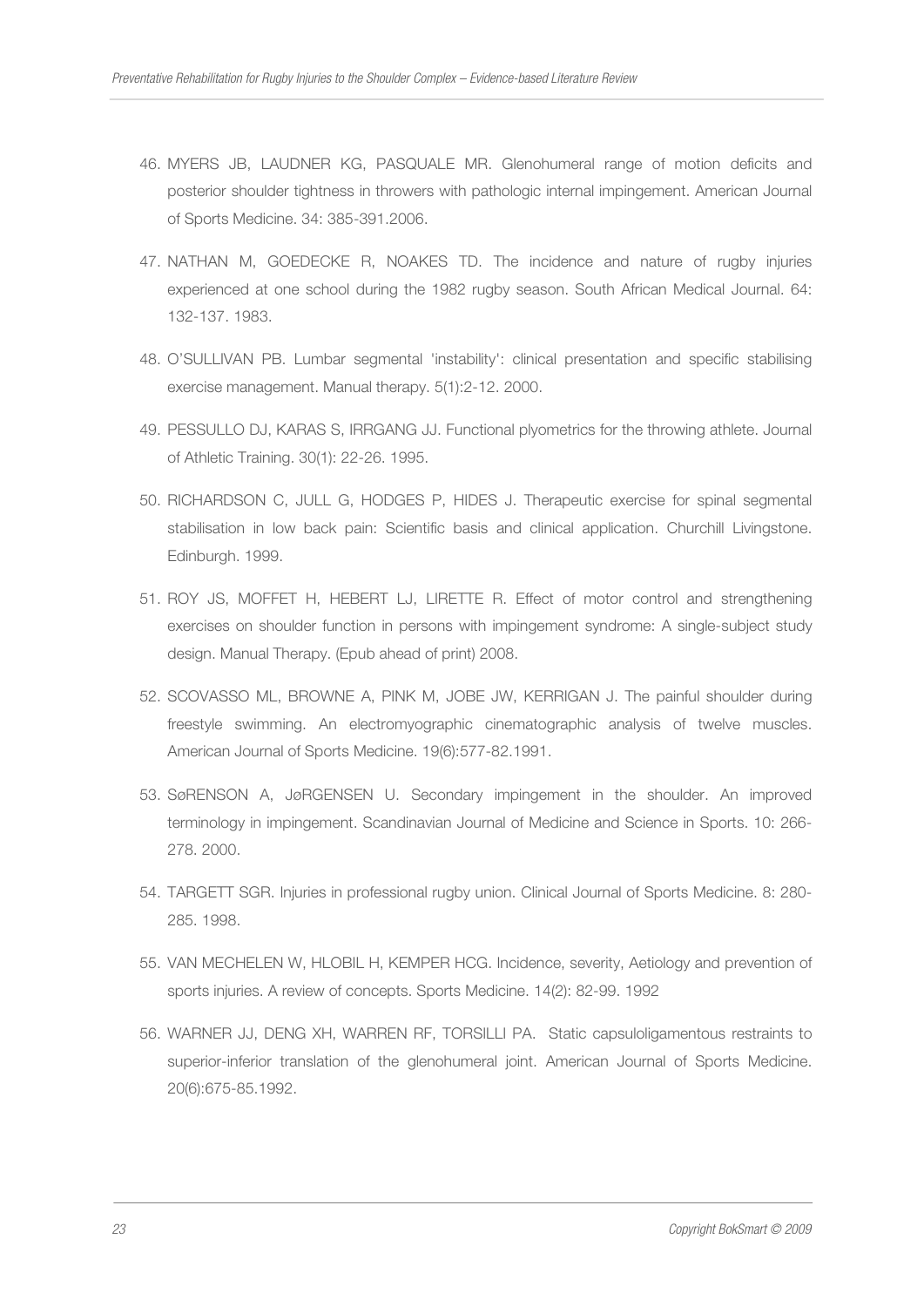46. MYERS JB, LAUDNER KG, PASQUALE MR. Glenohumeral range of motion deficits and posterior shoulder tightness in throwers with pathologic internal impingement. American Journal of Sports Medicine. 34: 385-391.2006.
47. NATHAN M, GOEDECKE R, NOAKES TD. The incidence and nature of rugby injuries experienced at one school during the 1982 rugby season. South African Medical Journal. 64: 132-137. 1983.
48. O'SULLIVAN PB. Lumbar segmental 'instability': clinical presentation and specific stabilising exercise management. Manual therapy. 5(1):2-12. 2000.
49. PESSULLO DJ, KARAS S, IRRGANG JJ. Functional plyometrics for the throwing athlete. Journal of Athletic Training. 30(1): 22-26. 1995.
50. RICHARDSON C, JULL G, HODGES P, HIDES J. Therapeutic exercise for spinal segmental stabilisation in low back pain: Scientific basis and clinical application. Churchill Livingstone. Edinburgh. 1999.
51. ROY JS, MOFFET H, HEBERT LJ, LIRETTE R. Effect of motor control and strengthening exercises on shoulder function in persons with impingement syndrome: A single-subject study design. Manual Therapy. (Epub ahead of print) 2008.
52. SCOVASSO ML, BROWNE A, PINK M, JOBE JW, KERRIGAN J. The painful shoulder during freestyle swimming. An electromyographic cinematographic analysis of twelve muscles. American Journal of Sports Medicine. 19(6):577-82.1991.
53. SøRENSON A, JøRGENSEN U. Secondary impingement in the shoulder. An improved terminology in impingement. Scandinavian Journal of Medicine and Science in Sports. 10: 266-278. 2000.
54. TARGETT SGR. Injuries in professional rugby union. Clinical Journal of Sports Medicine. 8: 280-285. 1998.
55. VAN MECHELEN W, HLOBIL H, KEMPER HCG. Incidence, severity, Aetiology and prevention of sports injuries. A review of concepts. Sports Medicine. 14(2): 82-99. 1992
56. WARNER JJ, DENG XH, WARREN RF, TORSILLI PA. Static capsuloligamentous restraints to superior-inferior translation of the glenohumeral joint. American Journal of Sports Medicine. 20(6):675-85.1992.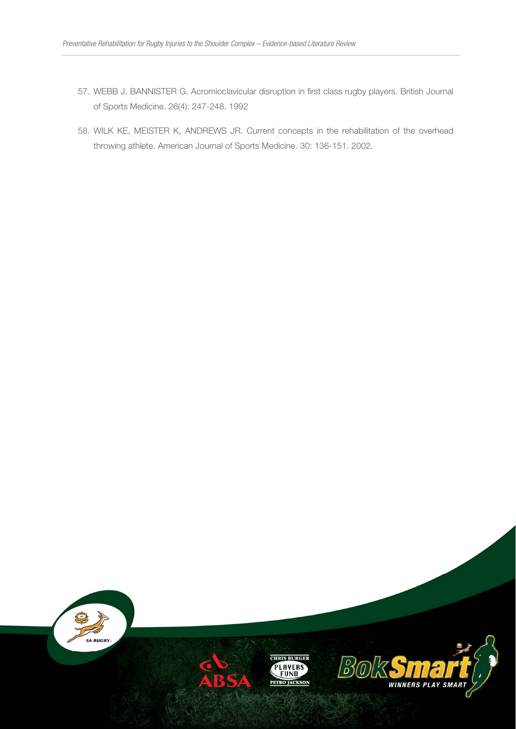57. WEBB J, BANNISTER G. Acromioclavicular disruption in first class rugby players. British Journal of Sports Medicine. 26(4): 247-248. 1992

58. WILK KE, MEISTER K, ANDREWS JR. Current concepts in the rehabilitation of the overhead throwing athlete. American Journal of Sports Medicine. 30: 136-151. 2002.